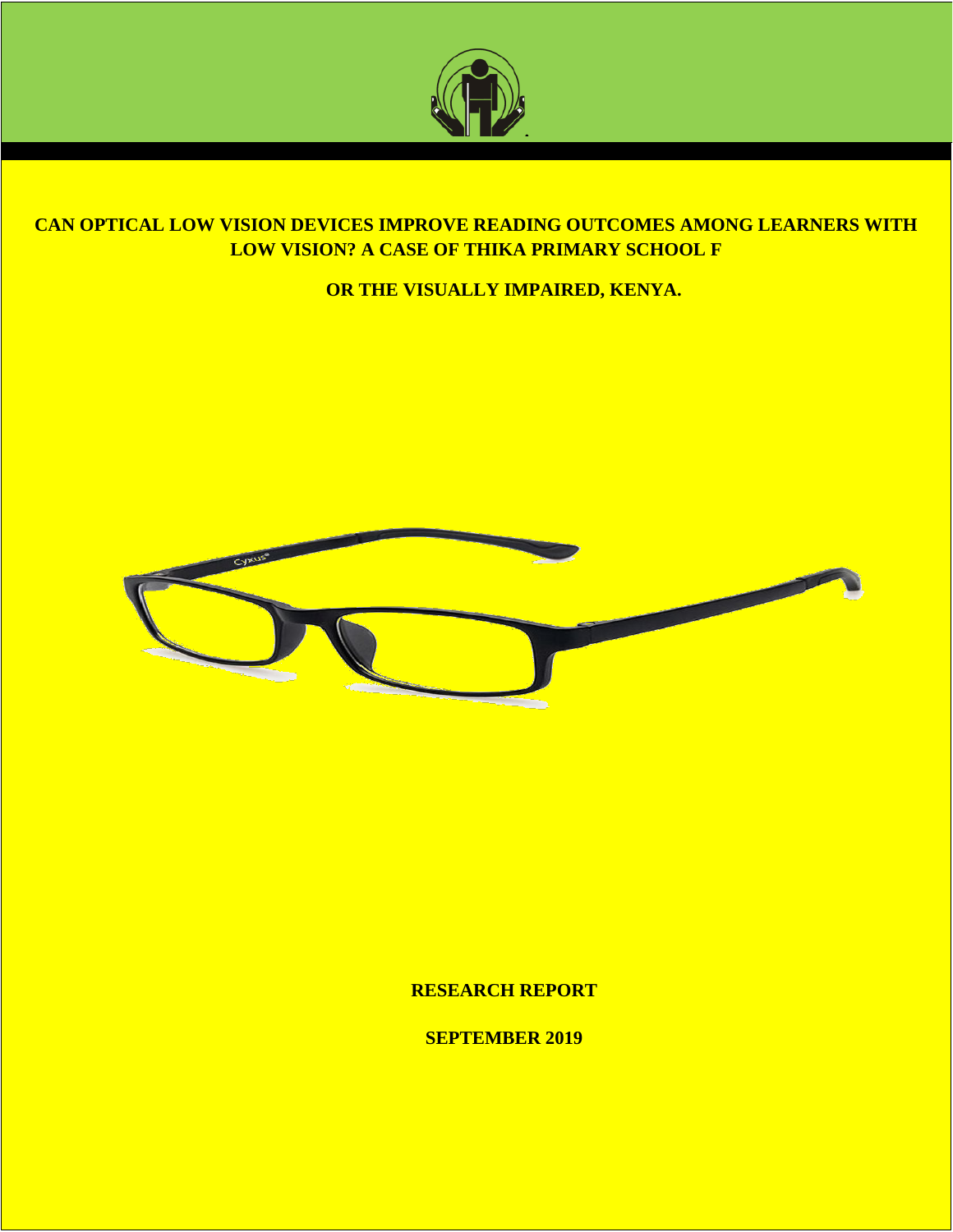# CAN OPTICAL LOW VISION DEVICES IMPROVE READING OUTCOMES AMONG LEARNERS WITH LOW VISION? A CASE OF THIKA PRIMARY SCHOOL F

# OR THE VISUALLY IMPAIRED, KENYA.

**RESEARCH REPORT**

**SEPTEMBER 2019**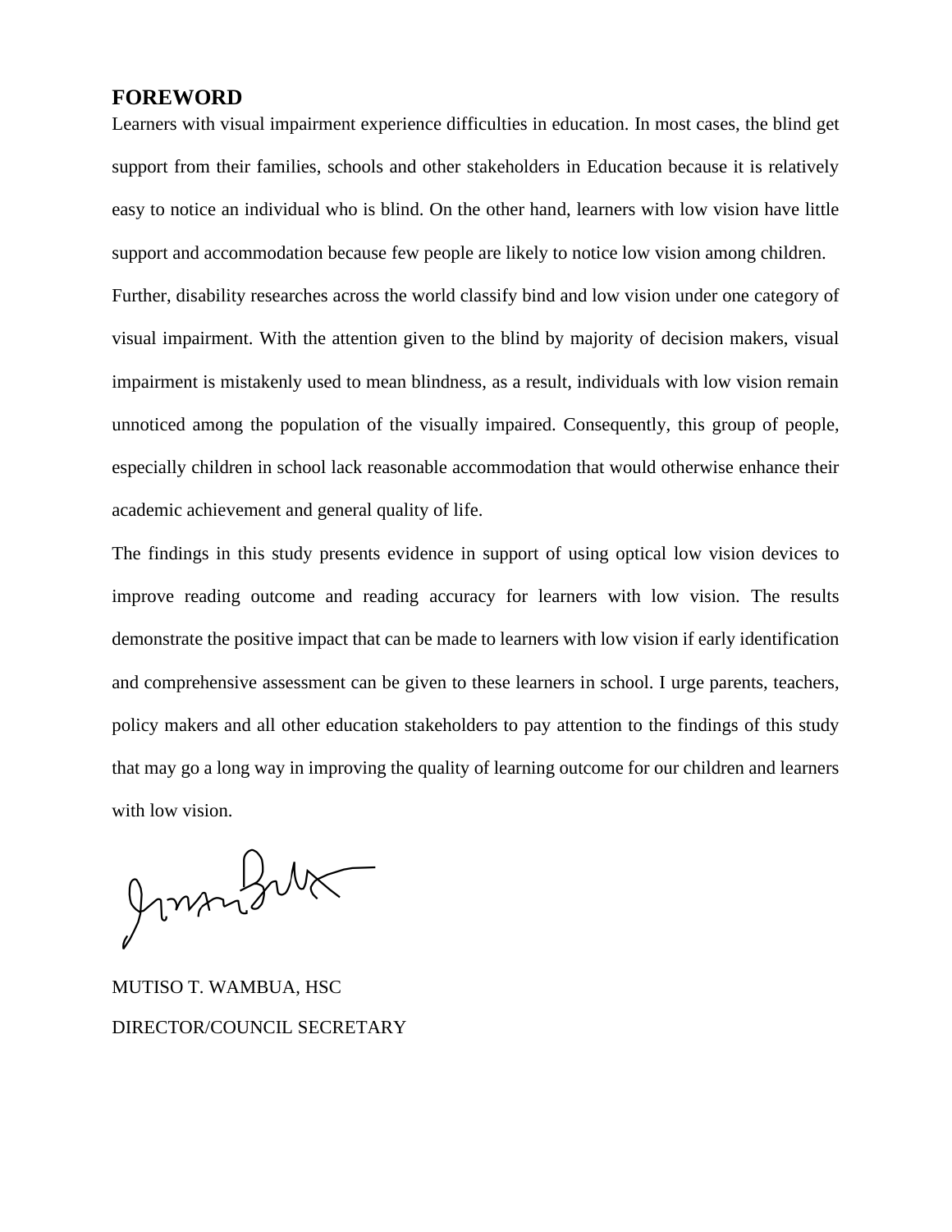## FOREWORD

Learners with visual impairment experience difficulties in education. In most cases, the blind get support from their families, schools and other stakeholders in Education because it is relatively easy to notice an individual who is blind. On the other hand, learners with low vision have little support and accommodation because few people are likely to notice low vision among children.

Further, disability researches across the world classify bind and low vision under one category of visual impairment. With the attention given to the blind by majority of decision makers, visual impairment is mistakenly used to mean blindness, as a result, individuals with low vision remain unnoticed among the population of the visually impaired. Consequently, this group of people, especially children in school lack reasonable accommodation that would otherwise enhance their academic achievement and general quality of life.

The findings in this study presents evidence in support of using optical low vision devices to improve reading outcome and reading accuracy for learners with low vision. The results demonstrate the positive impact that can be made to learners with low vision if early identification and comprehensive assessment can be given to these learners in school. I urge parents, teachers, policy makers and all other education stakeholders to pay attention to the findings of this study that may go a long way in improving the quality of learning outcome for our children and learners with low vision.

MUTISO T. WAMBUA, HSC

DIRECTOR/COUNCIL SECRETARY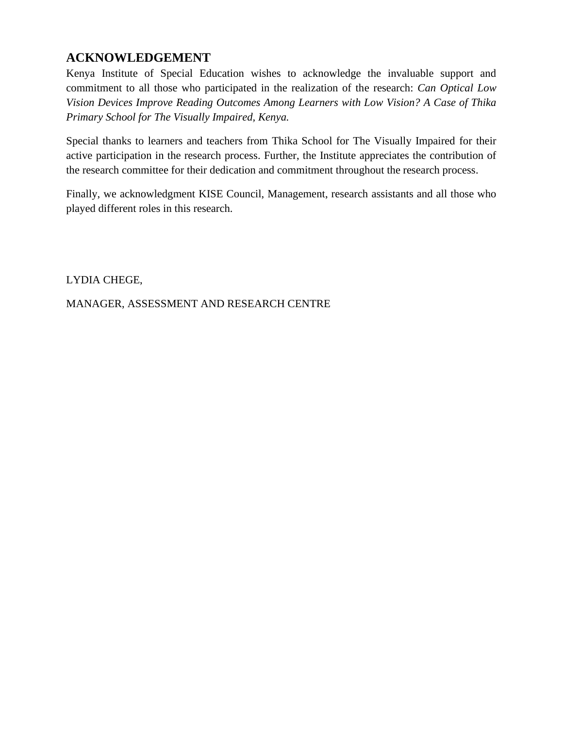# ACKNOWLEDGEMENT

Kenya Institute of Special Education wishes to acknowledge the invaluable support and commitment to all those who participated in the realization of the research: *Can Optical Low Vision Devices Improve Reading Outcomes Among Learners with Low Vision? A Case of Thika Primary School for The Visually Impaired, Kenya.*

Special thanks to learners and teachers from Thika School for The Visually Impaired for their active participation in the research process. Further, the Institute appreciates the contribution of the research committee for their dedication and commitment throughout the research process.

Finally, we acknowledgment KISE Council, Management, research assistants and all those who played different roles in this research.

LYDIA CHEGE,

MANAGER, ASSESSMENT AND RESEARCH CENTRE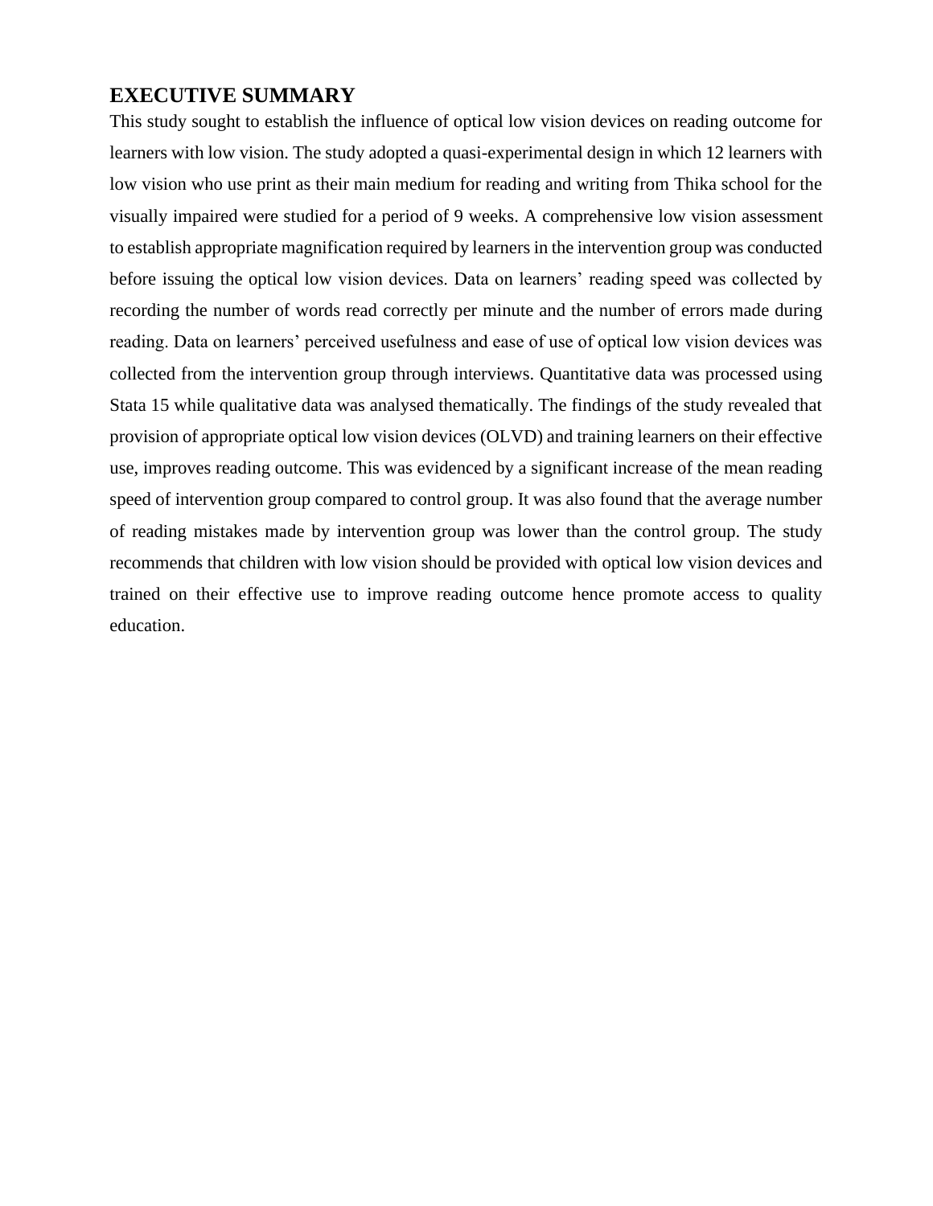# EXECUTIVE SUMMARY

This study sought to establish the influence of optical low vision devices on reading outcome for learners with low vision. The study adopted a quasi-experimental design in which 12 learners with low vision who use print as their main medium for reading and writing from Thika school for the visually impaired were studied for a period of 9 weeks. A comprehensive low vision assessment to establish appropriate magnification required by learners in the intervention group was conducted before issuing the optical low vision devices. Data on learners' reading speed was collected by recording the number of words read correctly per minute and the number of errors made during reading. Data on learners' perceived usefulness and ease of use of optical low vision devices was collected from the intervention group through interviews. Quantitative data was processed using Stata 15 while qualitative data was analysed thematically. The findings of the study revealed that provision of appropriate optical low vision devices (OLVD) and training learners on their effective use, improves reading outcome. This was evidenced by a significant increase of the mean reading speed of intervention group compared to control group. It was also found that the average number of reading mistakes made by intervention group was lower than the control group. The study recommends that children with low vision should be provided with optical low vision devices and trained on their effective use to improve reading outcome hence promote access to quality education.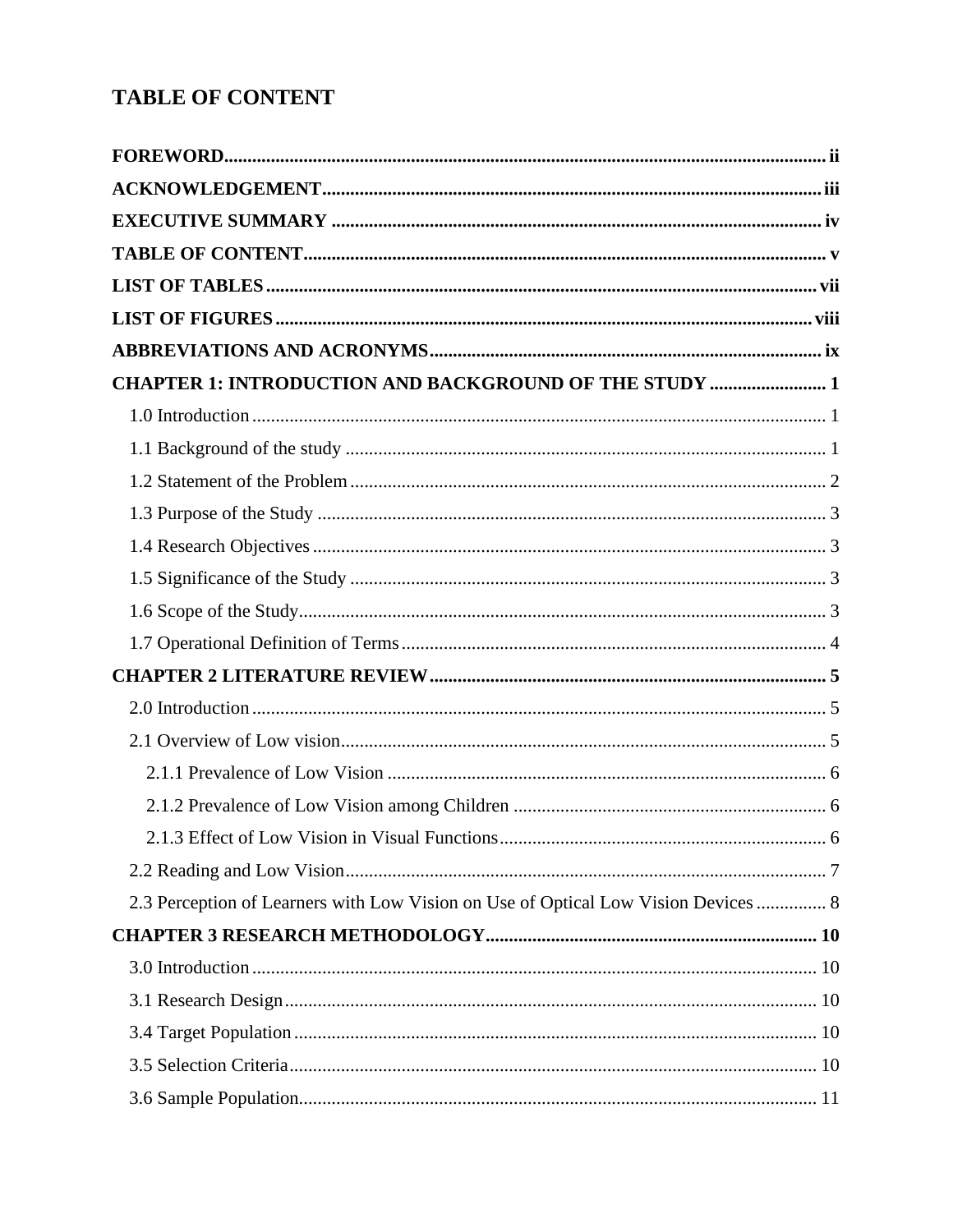# TABLE OF CONTENT

**FOREWORD** ................................................................ ii

**ACKNOWLEDGEMENT** ................................................................ iii

**EXECUTIVE SUMMARY** ................................................................ iv

**TABLE OF CONTENT** ................................................................ v

**LIST OF TABLES** ................................................................ vii

**LIST OF FIGURES** ................................................................ viii

**ABBREVIATIONS AND ACRONYMS** ................................................................ ix

**CHAPTER 1: INTRODUCTION AND BACKGROUND OF THE STUDY** ......................... 1

- 1.0 Introduction ................................................................ 1
- 1.1 Background of the study ................................................................ 1
- 1.2 Statement of the Problem ................................................................ 2
- 1.3 Purpose of the Study ................................................................ 3
- 1.4 Research Objectives ................................................................ 3
- 1.5 Significance of the Study ................................................................ 3
- 1.6 Scope of the Study ................................................................ 3
- 1.7 Operational Definition of Terms ................................................................ 4

**CHAPTER 2 LITERATURE REVIEW** ................................................................ 5

- 2.0 Introduction ................................................................ 5
- 2.1 Overview of Low vision ................................................................ 5
  - 2.1.1 Prevalence of Low Vision ................................................................ 6
  - 2.1.2 Prevalence of Low Vision among Children ................................................................ 6
  - 2.1.3 Effect of Low Vision in Visual Functions ................................................................ 6
- 2.2 Reading and Low Vision ................................................................ 7
- 2.3 Perception of Learners with Low Vision on Use of Optical Low Vision Devices ............... 8

**CHAPTER 3 RESEARCH METHODOLOGY** ................................................................ 10

- 3.0 Introduction ................................................................ 10
- 3.1 Research Design ................................................................ 10
- 3.4 Target Population ................................................................ 10
- 3.5 Selection Criteria ................................................................ 10
- 3.6 Sample Population ................................................................ 11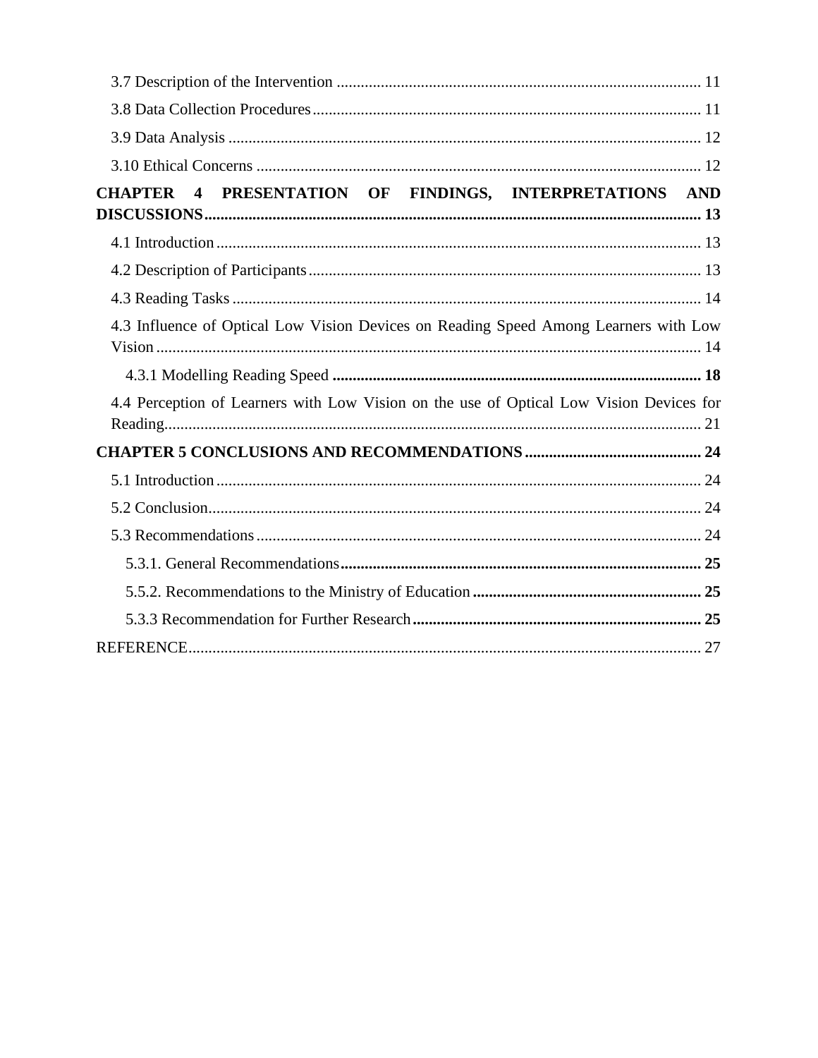3.7 Description of the Intervention .......................................................................................... 11

3.8 Data Collection Procedures ................................................................................................ 11

3.9 Data Analysis ..................................................................................................................... 12

3.10 Ethical Concerns .............................................................................................................. 12

**CHAPTER 4 PRESENTATION OF FINDINGS, INTERPRETATIONS AND DISCUSSIONS ........................................................................................................................... 13**

4.1 Introduction ........................................................................................................................ 13

4.2 Description of Participants ................................................................................................. 13

4.3 Reading Tasks .................................................................................................................... 14

4.3 Influence of Optical Low Vision Devices on Reading Speed Among Learners with Low Vision ....................................................................................................................................... 14

4.3.1 Modelling Reading Speed **........................................................................................... 18**

4.4 Perception of Learners with Low Vision on the use of Optical Low Vision Devices for Reading..................................................................................................................................... 21

**CHAPTER 5 CONCLUSIONS AND RECOMMENDATIONS ........................................... 24**

5.1 Introduction ........................................................................................................................ 24

5.2 Conclusion.......................................................................................................................... 24

5.3 Recommendations .............................................................................................................. 24

5.3.1. General Recommendations **......................................................................................... 25**

5.5.2. Recommendations to the Ministry of Education **........................................................ 25**

5.3.3 Recommendation for Further Research **....................................................................... 25**

REFERENCE................................................................................................................................ 27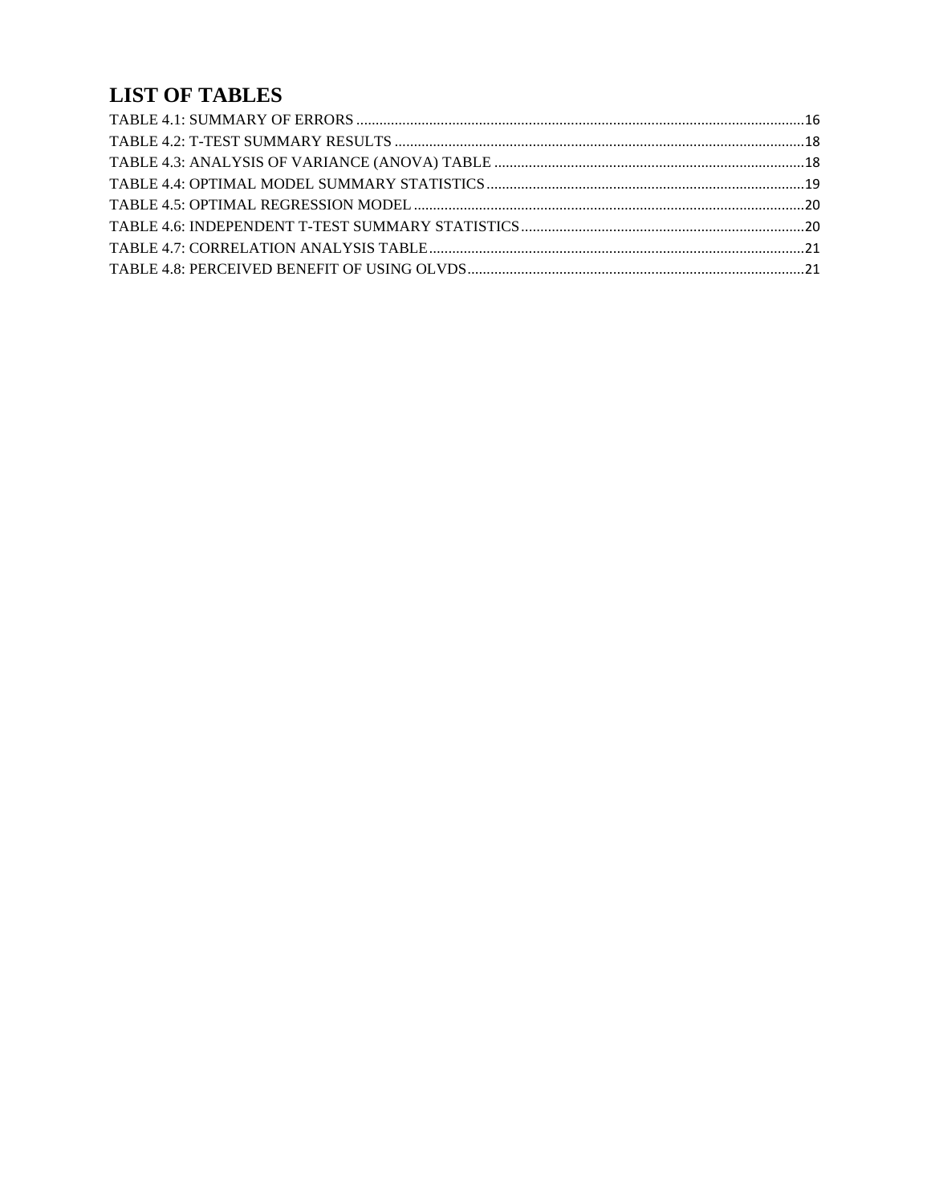# LIST OF TABLES

TABLE 4.1: SUMMARY OF ERRORS ....................................................................................................................16
TABLE 4.2: T-TEST SUMMARY RESULTS ..........................................................................................................18
TABLE 4.3: ANALYSIS OF VARIANCE (ANOVA) TABLE ................................................................................18
TABLE 4.4: OPTIMAL MODEL SUMMARY STATISTICS ..................................................................................19
TABLE 4.5: OPTIMAL REGRESSION MODEL .....................................................................................................20
TABLE 4.6: INDEPENDENT T-TEST SUMMARY STATISTICS .........................................................................20
TABLE 4.7: CORRELATION ANALYSIS TABLE .................................................................................................21
TABLE 4.8: PERCEIVED BENEFIT OF USING OLVDS.......................................................................................21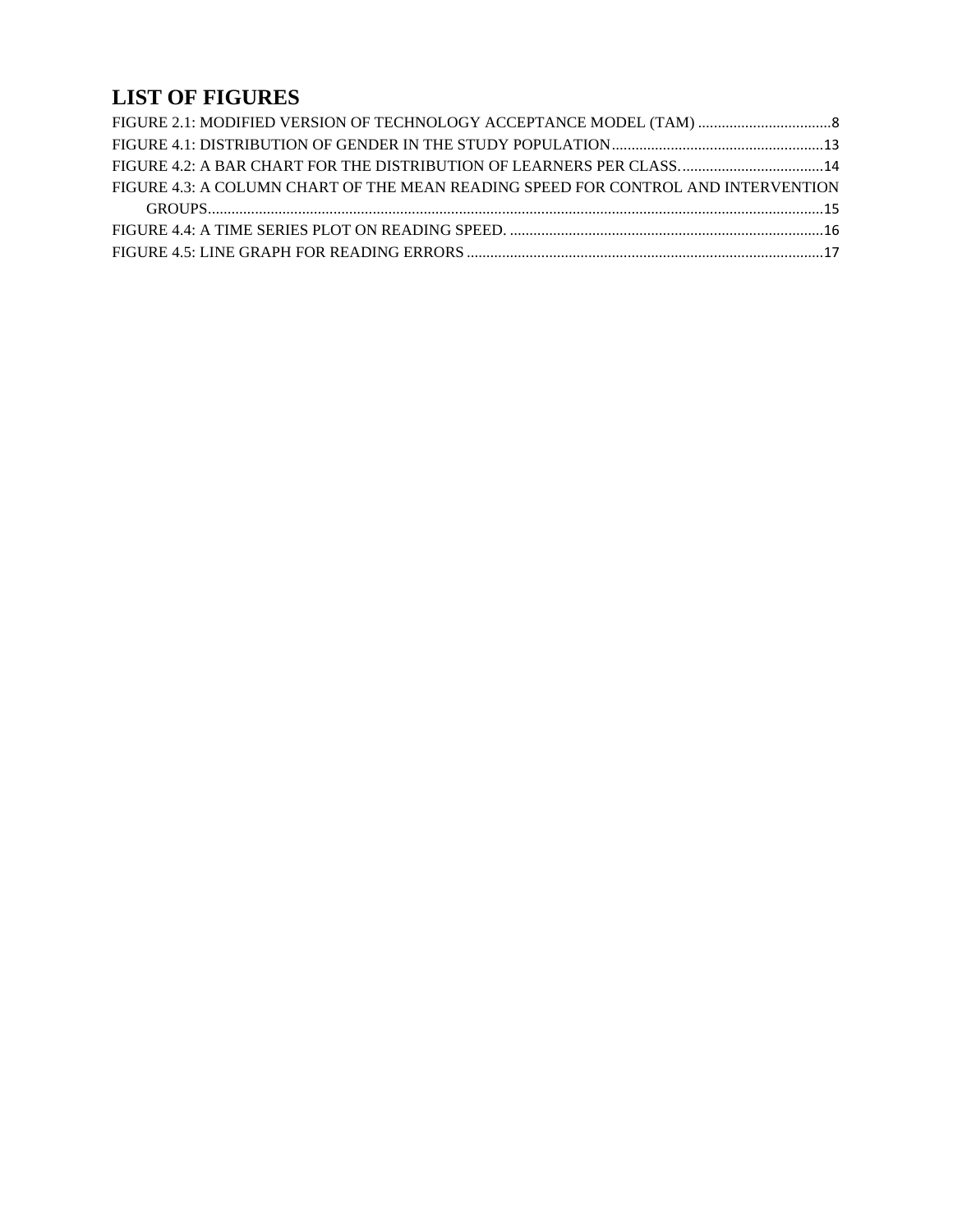# LIST OF FIGURES

FIGURE 2.1: MODIFIED VERSION OF TECHNOLOGY ACCEPTANCE MODEL (TAM) .................................8
FIGURE 4.1: DISTRIBUTION OF GENDER IN THE STUDY POPULATION......................................................13
FIGURE 4.2: A BAR CHART FOR THE DISTRIBUTION OF LEARNERS PER CLASS. ....................................14
FIGURE 4.3: A COLUMN CHART OF THE MEAN READING SPEED FOR CONTROL AND INTERVENTION GROUPS..........................................................................................................................................................15
FIGURE 4.4: A TIME SERIES PLOT ON READING SPEED. ...............................................................................16
FIGURE 4.5: LINE GRAPH FOR READING ERRORS ..........................................................................................17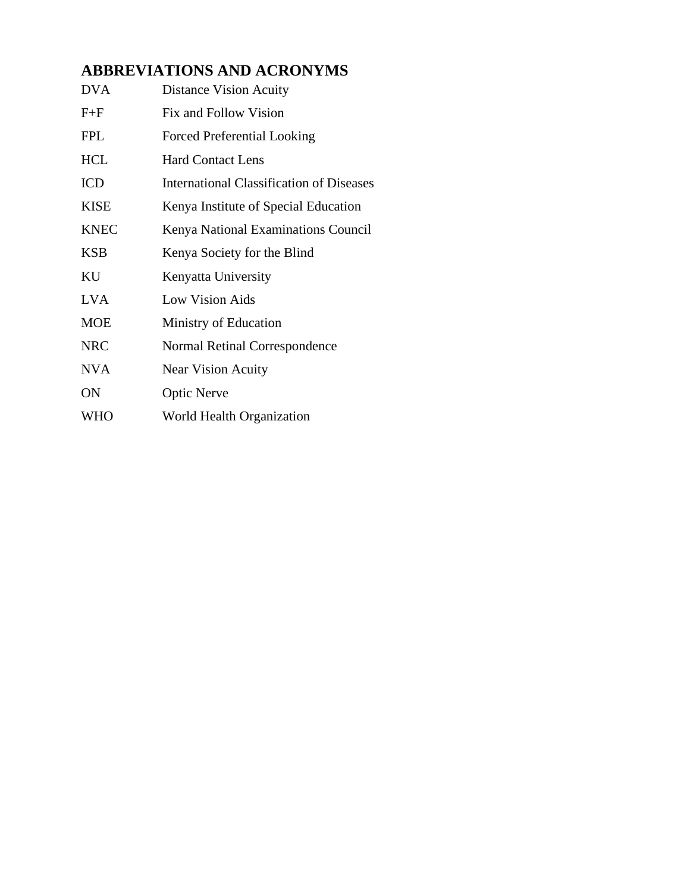## ABBREVIATIONS AND ACRONYMS

| | |
|---|---|
| DVA | Distance Vision Acuity |
| F+F | Fix and Follow Vision |
| FPL | Forced Preferential Looking |
| HCL | Hard Contact Lens |
| ICD | International Classification of Diseases |
| KISE | Kenya Institute of Special Education |
| KNEC | Kenya National Examinations Council |
| KSB | Kenya Society for the Blind |
| KU | Kenyatta University |
| LVA | Low Vision Aids |
| MOE | Ministry of Education |
| NRC | Normal Retinal Correspondence |
| NVA | Near Vision Acuity |
| ON | Optic Nerve |
| WHO | World Health Organization |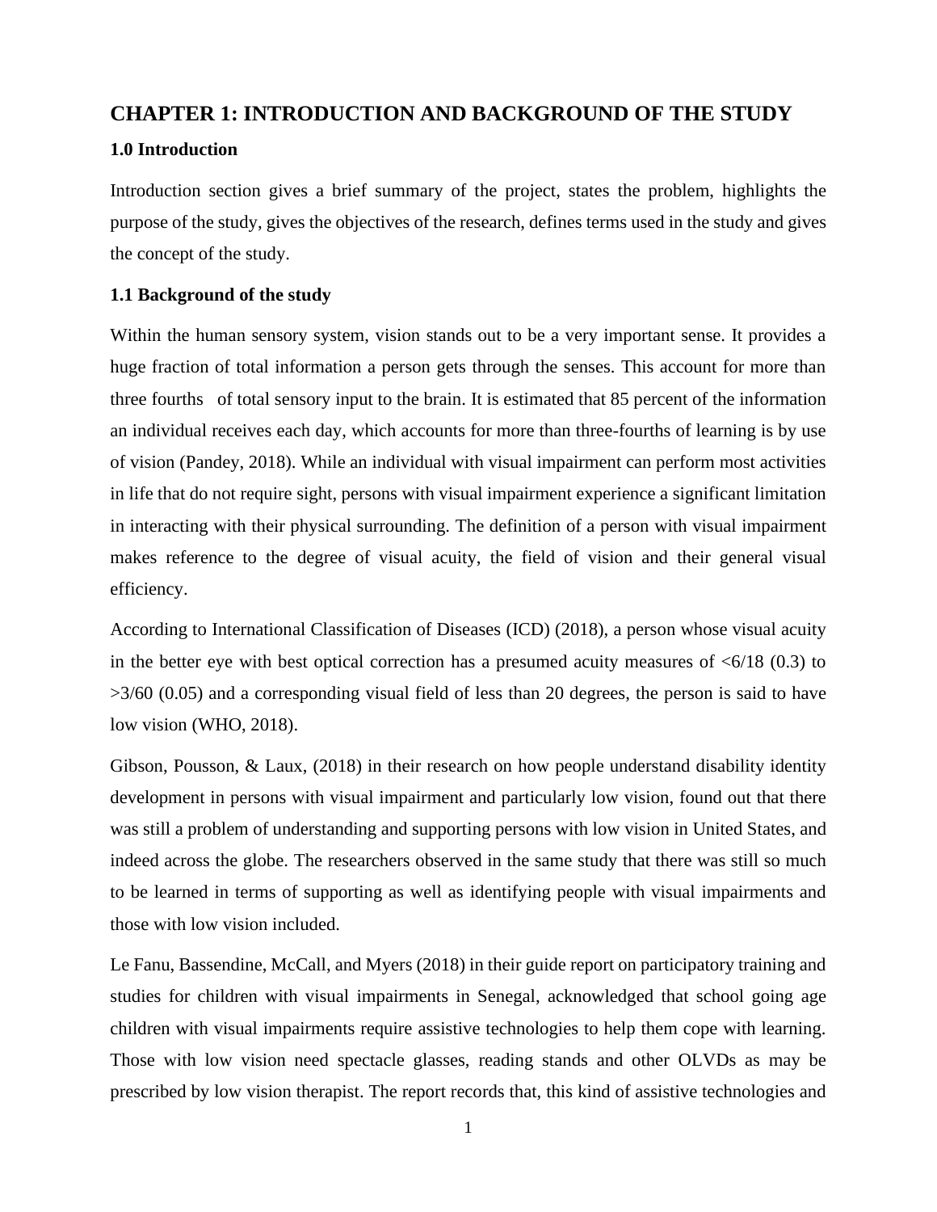# CHAPTER 1: INTRODUCTION AND BACKGROUND OF THE STUDY

## 1.0 Introduction

Introduction section gives a brief summary of the project, states the problem, highlights the purpose of the study, gives the objectives of the research, defines terms used in the study and gives the concept of the study.

## 1.1 Background of the study

Within the human sensory system, vision stands out to be a very important sense. It provides a huge fraction of total information a person gets through the senses. This account for more than three fourths of total sensory input to the brain. It is estimated that 85 percent of the information an individual receives each day, which accounts for more than three-fourths of learning is by use of vision (Pandey, 2018). While an individual with visual impairment can perform most activities in life that do not require sight, persons with visual impairment experience a significant limitation in interacting with their physical surrounding. The definition of a person with visual impairment makes reference to the degree of visual acuity, the field of vision and their general visual efficiency.

According to International Classification of Diseases (ICD) (2018), a person whose visual acuity in the better eye with best optical correction has a presumed acuity measures of <6/18 (0.3) to >3/60 (0.05) and a corresponding visual field of less than 20 degrees, the person is said to have low vision (WHO, 2018).

Gibson, Pousson, & Laux, (2018) in their research on how people understand disability identity development in persons with visual impairment and particularly low vision, found out that there was still a problem of understanding and supporting persons with low vision in United States, and indeed across the globe. The researchers observed in the same study that there was still so much to be learned in terms of supporting as well as identifying people with visual impairments and those with low vision included.

Le Fanu, Bassendine, McCall, and Myers (2018) in their guide report on participatory training and studies for children with visual impairments in Senegal, acknowledged that school going age children with visual impairments require assistive technologies to help them cope with learning. Those with low vision need spectacle glasses, reading stands and other OLVDs as may be prescribed by low vision therapist. The report records that, this kind of assistive technologies and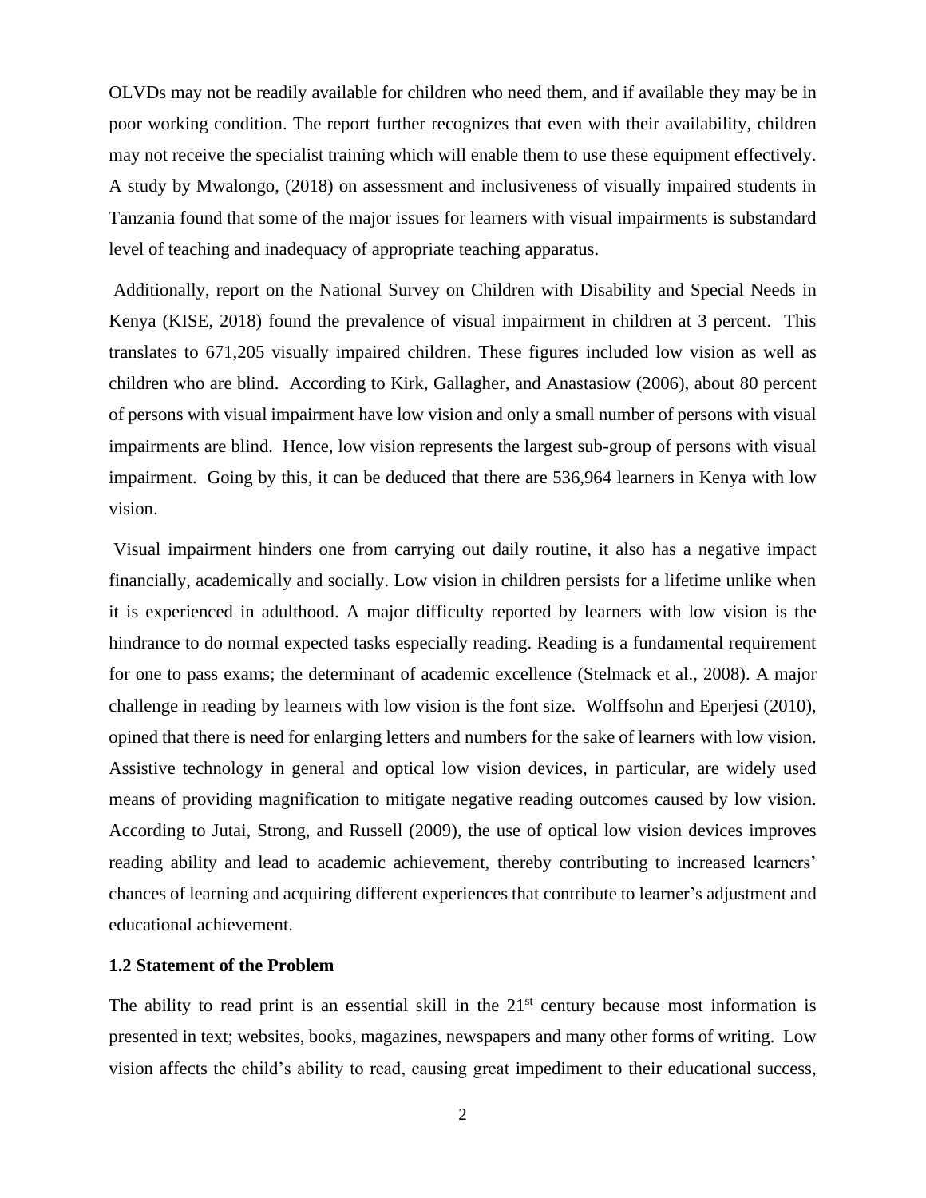OLVDs may not be readily available for children who need them, and if available they may be in poor working condition. The report further recognizes that even with their availability, children may not receive the specialist training which will enable them to use these equipment effectively. A study by Mwalongo, (2018) on assessment and inclusiveness of visually impaired students in Tanzania found that some of the major issues for learners with visual impairments is substandard level of teaching and inadequacy of appropriate teaching apparatus.

Additionally, report on the National Survey on Children with Disability and Special Needs in Kenya (KISE, 2018) found the prevalence of visual impairment in children at 3 percent. This translates to 671,205 visually impaired children. These figures included low vision as well as children who are blind. According to Kirk, Gallagher, and Anastasiow (2006), about 80 percent of persons with visual impairment have low vision and only a small number of persons with visual impairments are blind. Hence, low vision represents the largest sub-group of persons with visual impairment. Going by this, it can be deduced that there are 536,964 learners in Kenya with low vision.

Visual impairment hinders one from carrying out daily routine, it also has a negative impact financially, academically and socially. Low vision in children persists for a lifetime unlike when it is experienced in adulthood. A major difficulty reported by learners with low vision is the hindrance to do normal expected tasks especially reading. Reading is a fundamental requirement for one to pass exams; the determinant of academic excellence (Stelmack et al., 2008). A major challenge in reading by learners with low vision is the font size. Wolffsohn and Eperjesi (2010), opined that there is need for enlarging letters and numbers for the sake of learners with low vision. Assistive technology in general and optical low vision devices, in particular, are widely used means of providing magnification to mitigate negative reading outcomes caused by low vision. According to Jutai, Strong, and Russell (2009), the use of optical low vision devices improves reading ability and lead to academic achievement, thereby contributing to increased learners' chances of learning and acquiring different experiences that contribute to learner's adjustment and educational achievement.

### 1.2 Statement of the Problem

The ability to read print is an essential skill in the 21st century because most information is presented in text; websites, books, magazines, newspapers and many other forms of writing. Low vision affects the child's ability to read, causing great impediment to their educational success,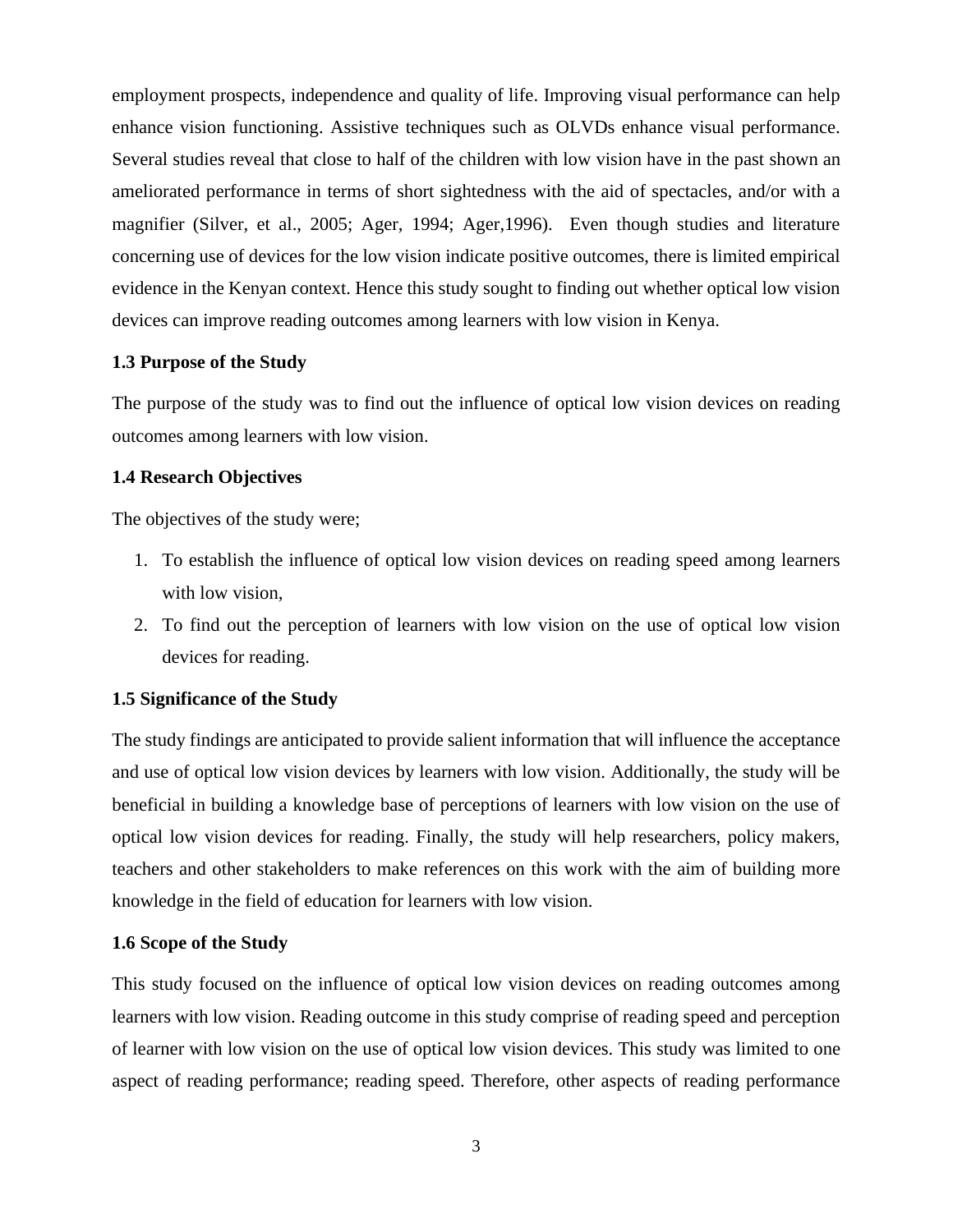employment prospects, independence and quality of life. Improving visual performance can help enhance vision functioning. Assistive techniques such as OLVDs enhance visual performance. Several studies reveal that close to half of the children with low vision have in the past shown an ameliorated performance in terms of short sightedness with the aid of spectacles, and/or with a magnifier (Silver, et al., 2005; Ager, 1994; Ager,1996). Even though studies and literature concerning use of devices for the low vision indicate positive outcomes, there is limited empirical evidence in the Kenyan context. Hence this study sought to finding out whether optical low vision devices can improve reading outcomes among learners with low vision in Kenya.

### 1.3 Purpose of the Study

The purpose of the study was to find out the influence of optical low vision devices on reading outcomes among learners with low vision.

### 1.4 Research Objectives

The objectives of the study were;

1. To establish the influence of optical low vision devices on reading speed among learners with low vision,
2. To find out the perception of learners with low vision on the use of optical low vision devices for reading.

### 1.5 Significance of the Study

The study findings are anticipated to provide salient information that will influence the acceptance and use of optical low vision devices by learners with low vision. Additionally, the study will be beneficial in building a knowledge base of perceptions of learners with low vision on the use of optical low vision devices for reading. Finally, the study will help researchers, policy makers, teachers and other stakeholders to make references on this work with the aim of building more knowledge in the field of education for learners with low vision.

### 1.6 Scope of the Study

This study focused on the influence of optical low vision devices on reading outcomes among learners with low vision. Reading outcome in this study comprise of reading speed and perception of learner with low vision on the use of optical low vision devices. This study was limited to one aspect of reading performance; reading speed. Therefore, other aspects of reading performance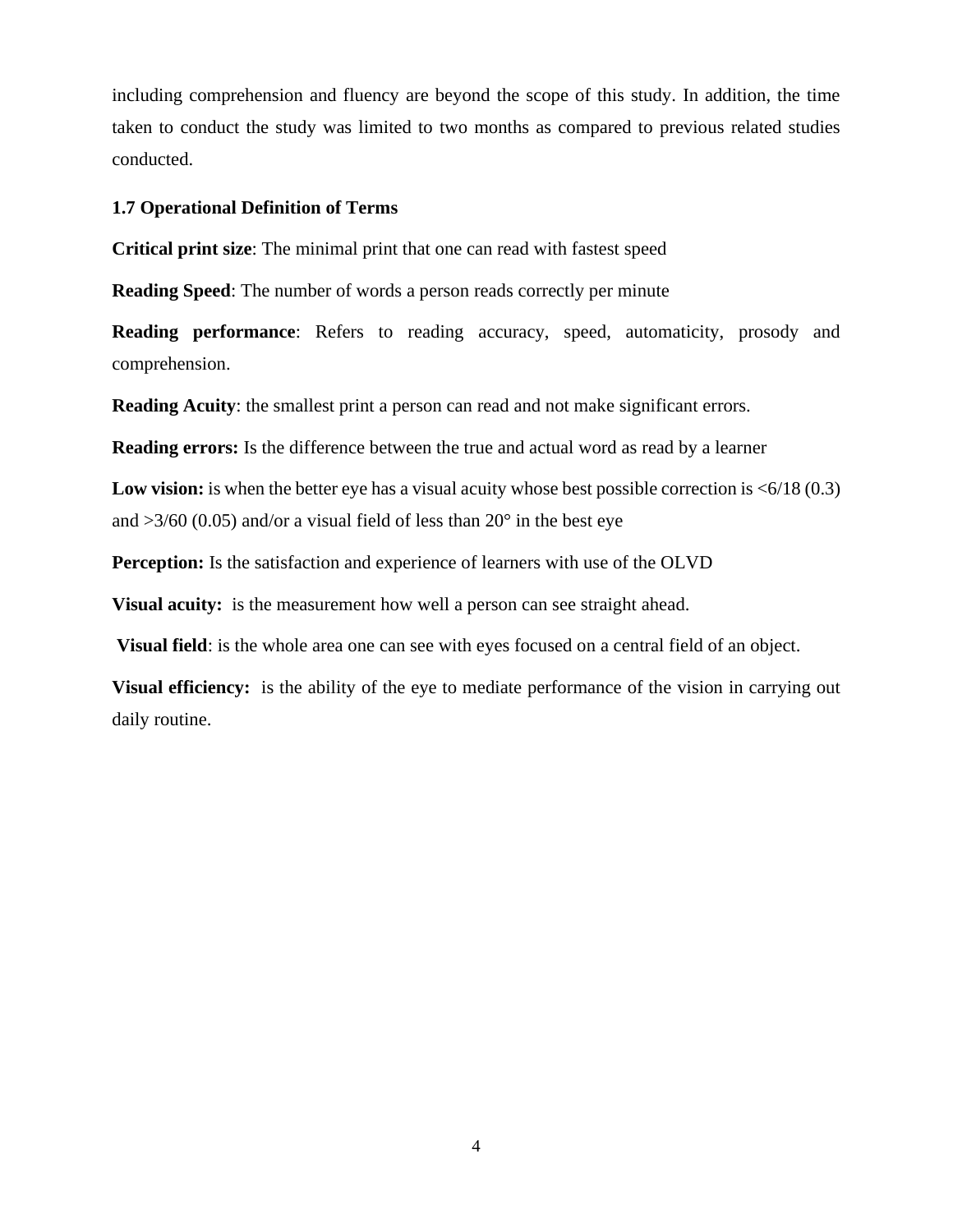including comprehension and fluency are beyond the scope of this study. In addition, the time taken to conduct the study was limited to two months as compared to previous related studies conducted.

### 1.7 Operational Definition of Terms

**Critical print size**: The minimal print that one can read with fastest speed

**Reading Speed**: The number of words a person reads correctly per minute

**Reading performance**: Refers to reading accuracy, speed, automaticity, prosody and comprehension.

**Reading Acuity**: the smallest print a person can read and not make significant errors.

**Reading errors:** Is the difference between the true and actual word as read by a learner

**Low vision:** is when the better eye has a visual acuity whose best possible correction is <6/18 (0.3) and >3/60 (0.05) and/or a visual field of less than 20° in the best eye

**Perception:** Is the satisfaction and experience of learners with use of the OLVD

**Visual acuity:** is the measurement how well a person can see straight ahead.

**Visual field**: is the whole area one can see with eyes focused on a central field of an object.

**Visual efficiency:** is the ability of the eye to mediate performance of the vision in carrying out daily routine.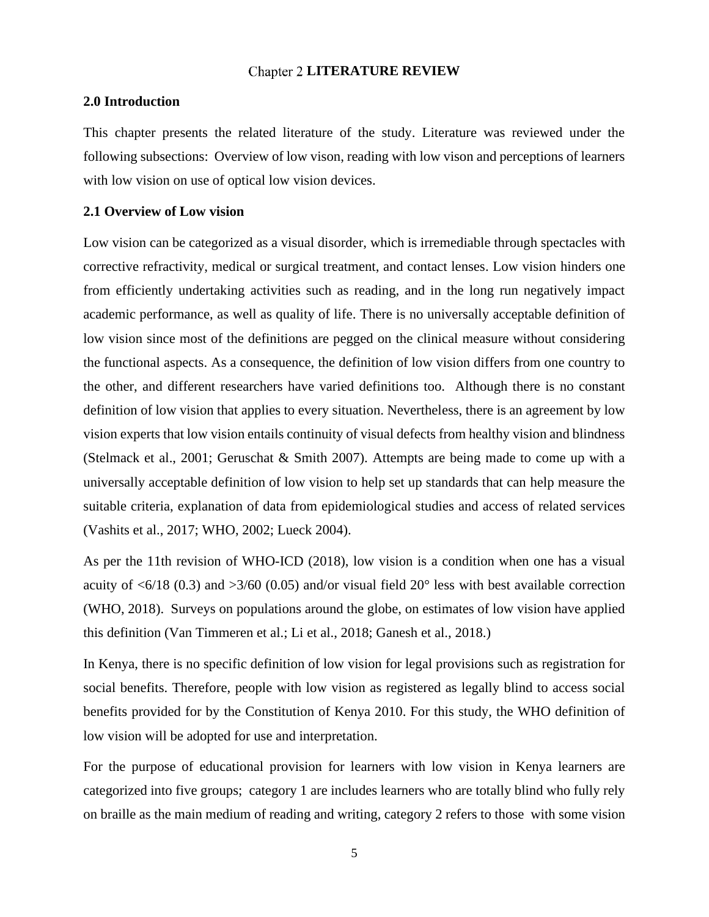# Chapter 2 LITERATURE REVIEW

## 2.0 Introduction

This chapter presents the related literature of the study. Literature was reviewed under the following subsections: Overview of low vison, reading with low vison and perceptions of learners with low vision on use of optical low vision devices.

## 2.1 Overview of Low vision

Low vision can be categorized as a visual disorder, which is irremediable through spectacles with corrective refractivity, medical or surgical treatment, and contact lenses. Low vision hinders one from efficiently undertaking activities such as reading, and in the long run negatively impact academic performance, as well as quality of life. There is no universally acceptable definition of low vision since most of the definitions are pegged on the clinical measure without considering the functional aspects. As a consequence, the definition of low vision differs from one country to the other, and different researchers have varied definitions too. Although there is no constant definition of low vision that applies to every situation. Nevertheless, there is an agreement by low vision experts that low vision entails continuity of visual defects from healthy vision and blindness (Stelmack et al., 2001; Geruschat & Smith 2007). Attempts are being made to come up with a universally acceptable definition of low vision to help set up standards that can help measure the suitable criteria, explanation of data from epidemiological studies and access of related services (Vashits et al., 2017; WHO, 2002; Lueck 2004).

As per the 11th revision of WHO-ICD (2018), low vision is a condition when one has a visual acuity of <6/18 (0.3) and >3/60 (0.05) and/or visual field 20° less with best available correction (WHO, 2018). Surveys on populations around the globe, on estimates of low vision have applied this definition (Van Timmeren et al.; Li et al., 2018; Ganesh et al., 2018.)

In Kenya, there is no specific definition of low vision for legal provisions such as registration for social benefits. Therefore, people with low vision as registered as legally blind to access social benefits provided for by the Constitution of Kenya 2010. For this study, the WHO definition of low vision will be adopted for use and interpretation.

For the purpose of educational provision for learners with low vision in Kenya learners are categorized into five groups; category 1 are includes learners who are totally blind who fully rely on braille as the main medium of reading and writing, category 2 refers to those with some vision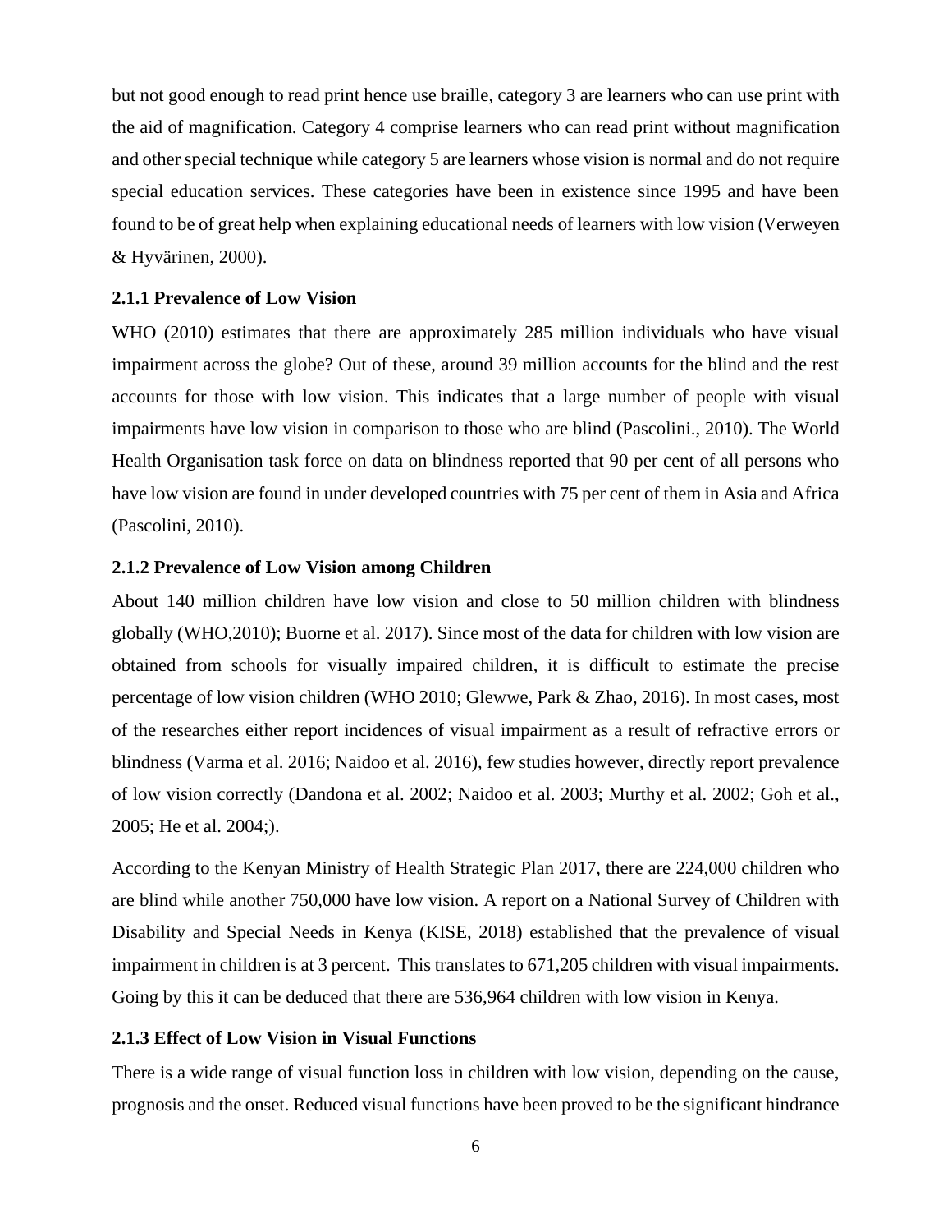but not good enough to read print hence use braille, category 3 are learners who can use print with the aid of magnification. Category 4 comprise learners who can read print without magnification and other special technique while category 5 are learners whose vision is normal and do not require special education services. These categories have been in existence since 1995 and have been found to be of great help when explaining educational needs of learners with low vision (Verweyen & Hyvärinen, 2000).

### 2.1.1 Prevalence of Low Vision

WHO (2010) estimates that there are approximately 285 million individuals who have visual impairment across the globe? Out of these, around 39 million accounts for the blind and the rest accounts for those with low vision. This indicates that a large number of people with visual impairments have low vision in comparison to those who are blind (Pascolini., 2010). The World Health Organisation task force on data on blindness reported that 90 per cent of all persons who have low vision are found in under developed countries with 75 per cent of them in Asia and Africa (Pascolini, 2010).

### 2.1.2 Prevalence of Low Vision among Children

About 140 million children have low vision and close to 50 million children with blindness globally (WHO,2010); Buorne et al. 2017). Since most of the data for children with low vision are obtained from schools for visually impaired children, it is difficult to estimate the precise percentage of low vision children (WHO 2010; Glewwe, Park & Zhao, 2016). In most cases, most of the researches either report incidences of visual impairment as a result of refractive errors or blindness (Varma et al. 2016; Naidoo et al. 2016), few studies however, directly report prevalence of low vision correctly (Dandona et al. 2002; Naidoo et al. 2003; Murthy et al. 2002; Goh et al., 2005; He et al. 2004;).

According to the Kenyan Ministry of Health Strategic Plan 2017, there are 224,000 children who are blind while another 750,000 have low vision. A report on a National Survey of Children with Disability and Special Needs in Kenya (KISE, 2018) established that the prevalence of visual impairment in children is at 3 percent. This translates to 671,205 children with visual impairments. Going by this it can be deduced that there are 536,964 children with low vision in Kenya.

### 2.1.3 Effect of Low Vision in Visual Functions

There is a wide range of visual function loss in children with low vision, depending on the cause, prognosis and the onset. Reduced visual functions have been proved to be the significant hindrance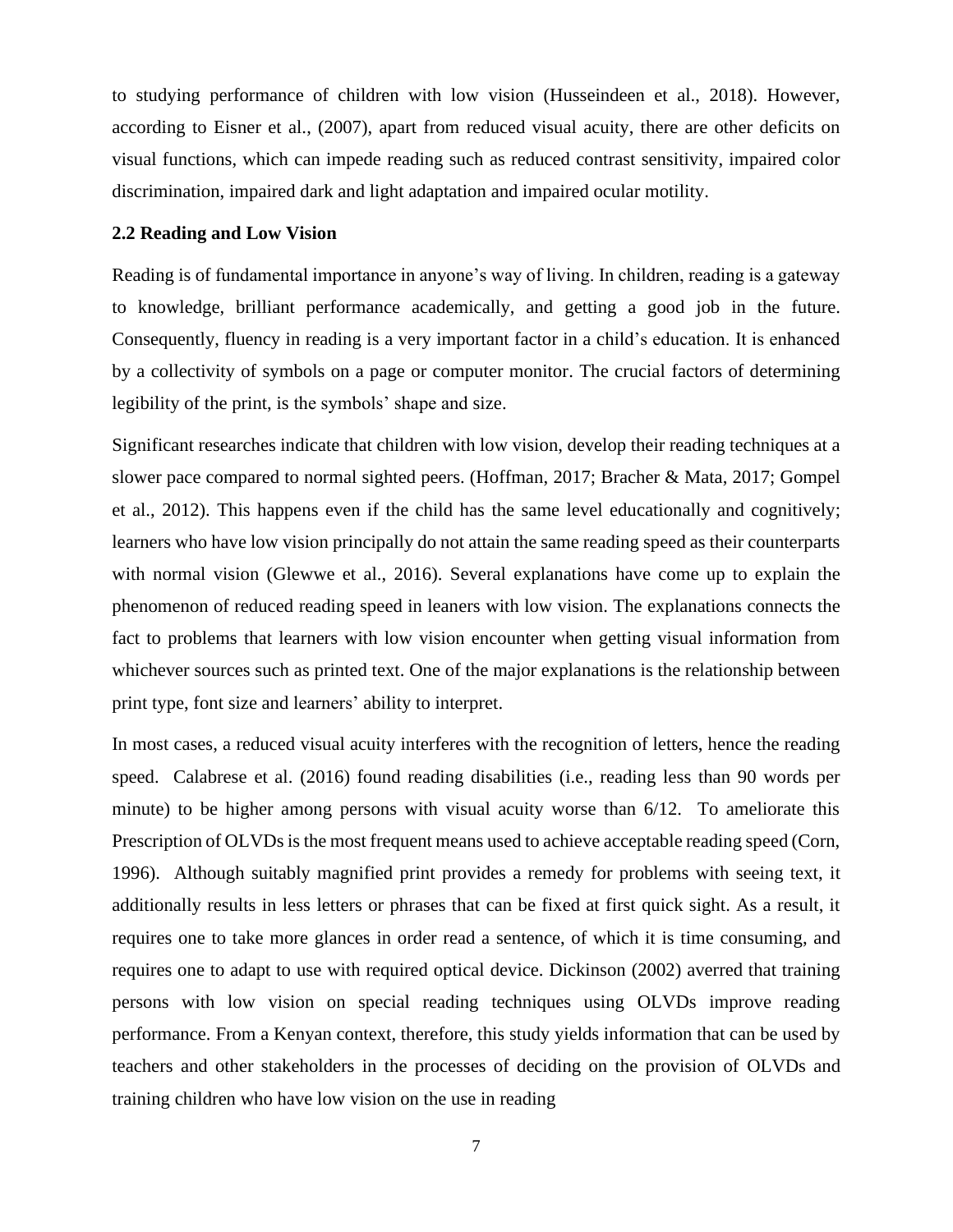to studying performance of children with low vision (Husseindeen et al., 2018). However, according to Eisner et al., (2007), apart from reduced visual acuity, there are other deficits on visual functions, which can impede reading such as reduced contrast sensitivity, impaired color discrimination, impaired dark and light adaptation and impaired ocular motility.

## 2.2 Reading and Low Vision

Reading is of fundamental importance in anyone's way of living. In children, reading is a gateway to knowledge, brilliant performance academically, and getting a good job in the future. Consequently, fluency in reading is a very important factor in a child's education. It is enhanced by a collectivity of symbols on a page or computer monitor. The crucial factors of determining legibility of the print, is the symbols' shape and size.

Significant researches indicate that children with low vision, develop their reading techniques at a slower pace compared to normal sighted peers. (Hoffman, 2017; Bracher & Mata, 2017; Gompel et al., 2012). This happens even if the child has the same level educationally and cognitively; learners who have low vision principally do not attain the same reading speed as their counterparts with normal vision (Glewwe et al., 2016). Several explanations have come up to explain the phenomenon of reduced reading speed in leaners with low vision. The explanations connects the fact to problems that learners with low vision encounter when getting visual information from whichever sources such as printed text. One of the major explanations is the relationship between print type, font size and learners' ability to interpret.

In most cases, a reduced visual acuity interferes with the recognition of letters, hence the reading speed. Calabrese et al. (2016) found reading disabilities (i.e., reading less than 90 words per minute) to be higher among persons with visual acuity worse than 6/12. To ameliorate this Prescription of OLVDs is the most frequent means used to achieve acceptable reading speed (Corn, 1996). Although suitably magnified print provides a remedy for problems with seeing text, it additionally results in less letters or phrases that can be fixed at first quick sight. As a result, it requires one to take more glances in order read a sentence, of which it is time consuming, and requires one to adapt to use with required optical device. Dickinson (2002) averred that training persons with low vision on special reading techniques using OLVDs improve reading performance. From a Kenyan context, therefore, this study yields information that can be used by teachers and other stakeholders in the processes of deciding on the provision of OLVDs and training children who have low vision on the use in reading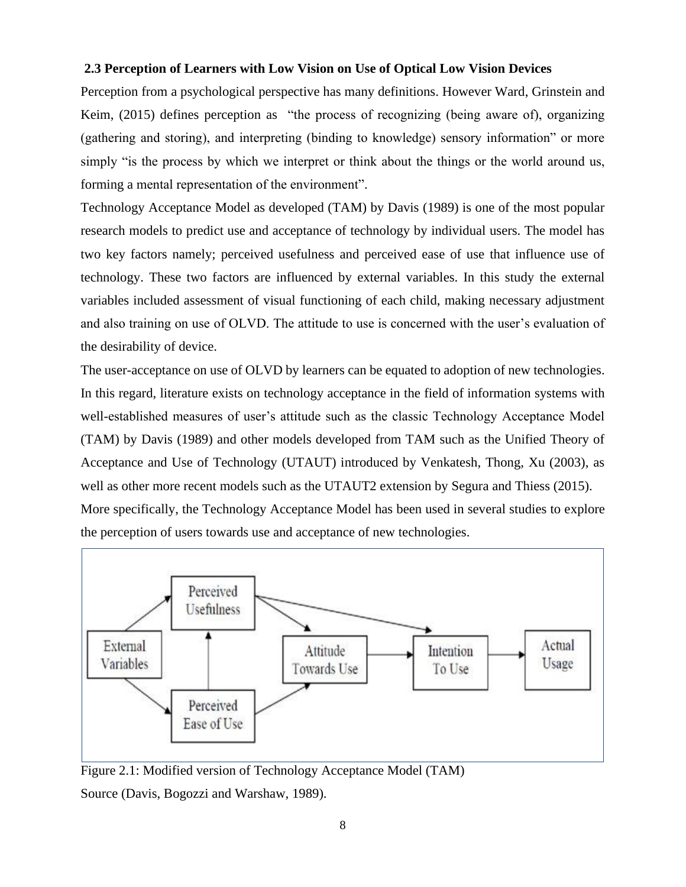### 2.3 Perception of Learners with Low Vision on Use of Optical Low Vision Devices

Perception from a psychological perspective has many definitions. However Ward, Grinstein and Keim, (2015) defines perception as "the process of recognizing (being aware of), organizing (gathering and storing), and interpreting (binding to knowledge) sensory information" or more simply "is the process by which we interpret or think about the things or the world around us, forming a mental representation of the environment".

Technology Acceptance Model as developed (TAM) by Davis (1989) is one of the most popular research models to predict use and acceptance of technology by individual users. The model has two key factors namely; perceived usefulness and perceived ease of use that influence use of technology. These two factors are influenced by external variables. In this study the external variables included assessment of visual functioning of each child, making necessary adjustment and also training on use of OLVD. The attitude to use is concerned with the user's evaluation of the desirability of device.

The user-acceptance on use of OLVD by learners can be equated to adoption of new technologies. In this regard, literature exists on technology acceptance in the field of information systems with well-established measures of user's attitude such as the classic Technology Acceptance Model (TAM) by Davis (1989) and other models developed from TAM such as the Unified Theory of Acceptance and Use of Technology (UTAUT) introduced by Venkatesh, Thong, Xu (2003), as well as other more recent models such as the UTAUT2 extension by Segura and Thiess (2015).

More specifically, the Technology Acceptance Model has been used in several studies to explore the perception of users towards use and acceptance of new technologies.

Figure 2.1: Modified version of Technology Acceptance Model (TAM)

Source (Davis, Bogozzi and Warshaw, 1989).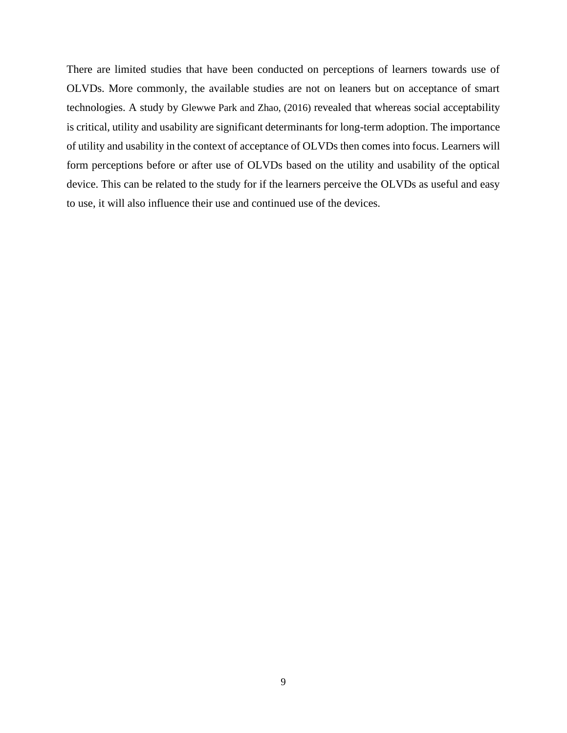There are limited studies that have been conducted on perceptions of learners towards use of OLVDs. More commonly, the available studies are not on leaners but on acceptance of smart technologies. A study by Glewwe Park and Zhao, (2016) revealed that whereas social acceptability is critical, utility and usability are significant determinants for long-term adoption. The importance of utility and usability in the context of acceptance of OLVDs then comes into focus. Learners will form perceptions before or after use of OLVDs based on the utility and usability of the optical device. This can be related to the study for if the learners perceive the OLVDs as useful and easy to use, it will also influence their use and continued use of the devices.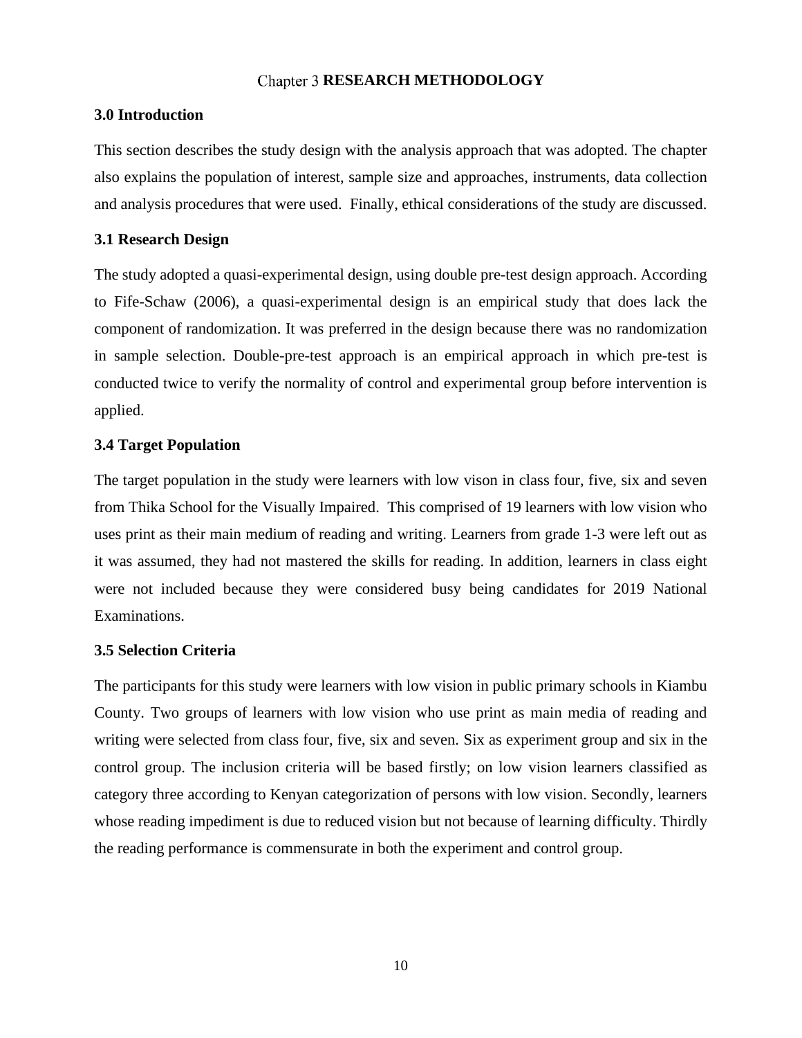# Chapter 3 RESEARCH METHODOLOGY

## 3.0 Introduction

This section describes the study design with the analysis approach that was adopted. The chapter also explains the population of interest, sample size and approaches, instruments, data collection and analysis procedures that were used.  Finally, ethical considerations of the study are discussed.

## 3.1 Research Design

The study adopted a quasi-experimental design, using double pre-test design approach. According to Fife-Schaw (2006), a quasi-experimental design is an empirical study that does lack the component of randomization. It was preferred in the design because there was no randomization in sample selection. Double-pre-test approach is an empirical approach in which pre-test is conducted twice to verify the normality of control and experimental group before intervention is applied.

## 3.4 Target Population

The target population in the study were learners with low vison in class four, five, six and seven from Thika School for the Visually Impaired.  This comprised of 19 learners with low vision who uses print as their main medium of reading and writing. Learners from grade 1-3 were left out as it was assumed, they had not mastered the skills for reading. In addition, learners in class eight were not included because they were considered busy being candidates for 2019 National Examinations.

## 3.5 Selection Criteria

The participants for this study were learners with low vision in public primary schools in Kiambu County. Two groups of learners with low vision who use print as main media of reading and writing were selected from class four, five, six and seven. Six as experiment group and six in the control group. The inclusion criteria will be based firstly; on low vision learners classified as category three according to Kenyan categorization of persons with low vision. Secondly, learners whose reading impediment is due to reduced vision but not because of learning difficulty. Thirdly the reading performance is commensurate in both the experiment and control group.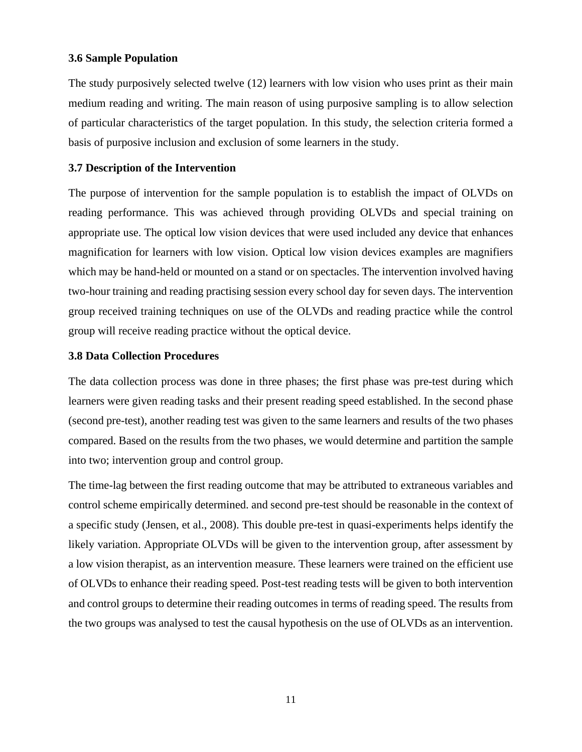### 3.6 Sample Population

The study purposively selected twelve (12) learners with low vision who uses print as their main medium reading and writing. The main reason of using purposive sampling is to allow selection of particular characteristics of the target population. In this study, the selection criteria formed a basis of purposive inclusion and exclusion of some learners in the study.

### 3.7 Description of the Intervention

The purpose of intervention for the sample population is to establish the impact of OLVDs on reading performance. This was achieved through providing OLVDs and special training on appropriate use. The optical low vision devices that were used included any device that enhances magnification for learners with low vision. Optical low vision devices examples are magnifiers which may be hand-held or mounted on a stand or on spectacles. The intervention involved having two-hour training and reading practising session every school day for seven days. The intervention group received training techniques on use of the OLVDs and reading practice while the control group will receive reading practice without the optical device.

### 3.8 Data Collection Procedures

The data collection process was done in three phases; the first phase was pre-test during which learners were given reading tasks and their present reading speed established. In the second phase (second pre-test), another reading test was given to the same learners and results of the two phases compared. Based on the results from the two phases, we would determine and partition the sample into two; intervention group and control group.

The time-lag between the first reading outcome that may be attributed to extraneous variables and control scheme empirically determined. and second pre-test should be reasonable in the context of a specific study (Jensen, et al., 2008). This double pre-test in quasi-experiments helps identify the likely variation. Appropriate OLVDs will be given to the intervention group, after assessment by a low vision therapist, as an intervention measure. These learners were trained on the efficient use of OLVDs to enhance their reading speed. Post-test reading tests will be given to both intervention and control groups to determine their reading outcomes in terms of reading speed. The results from the two groups was analysed to test the causal hypothesis on the use of OLVDs as an intervention.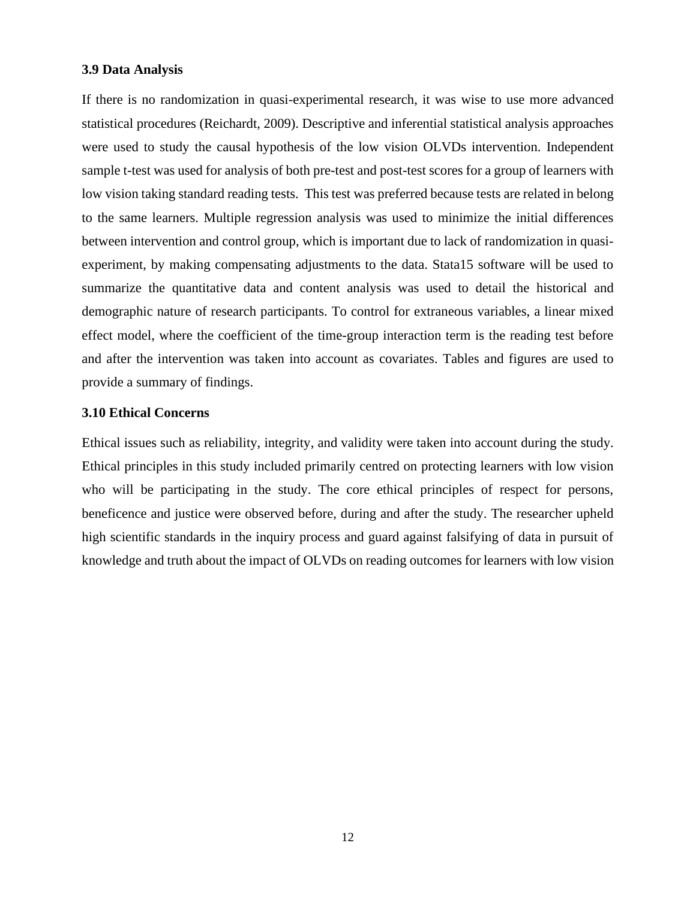### 3.9 Data Analysis

If there is no randomization in quasi-experimental research, it was wise to use more advanced statistical procedures (Reichardt, 2009). Descriptive and inferential statistical analysis approaches were used to study the causal hypothesis of the low vision OLVDs intervention. Independent sample t-test was used for analysis of both pre-test and post-test scores for a group of learners with low vision taking standard reading tests. This test was preferred because tests are related in belong to the same learners. Multiple regression analysis was used to minimize the initial differences between intervention and control group, which is important due to lack of randomization in quasi-experiment, by making compensating adjustments to the data. Stata15 software will be used to summarize the quantitative data and content analysis was used to detail the historical and demographic nature of research participants. To control for extraneous variables, a linear mixed effect model, where the coefficient of the time-group interaction term is the reading test before and after the intervention was taken into account as covariates. Tables and figures are used to provide a summary of findings.

### 3.10 Ethical Concerns

Ethical issues such as reliability, integrity, and validity were taken into account during the study. Ethical principles in this study included primarily centred on protecting learners with low vision who will be participating in the study. The core ethical principles of respect for persons, beneficence and justice were observed before, during and after the study. The researcher upheld high scientific standards in the inquiry process and guard against falsifying of data in pursuit of knowledge and truth about the impact of OLVDs on reading outcomes for learners with low vision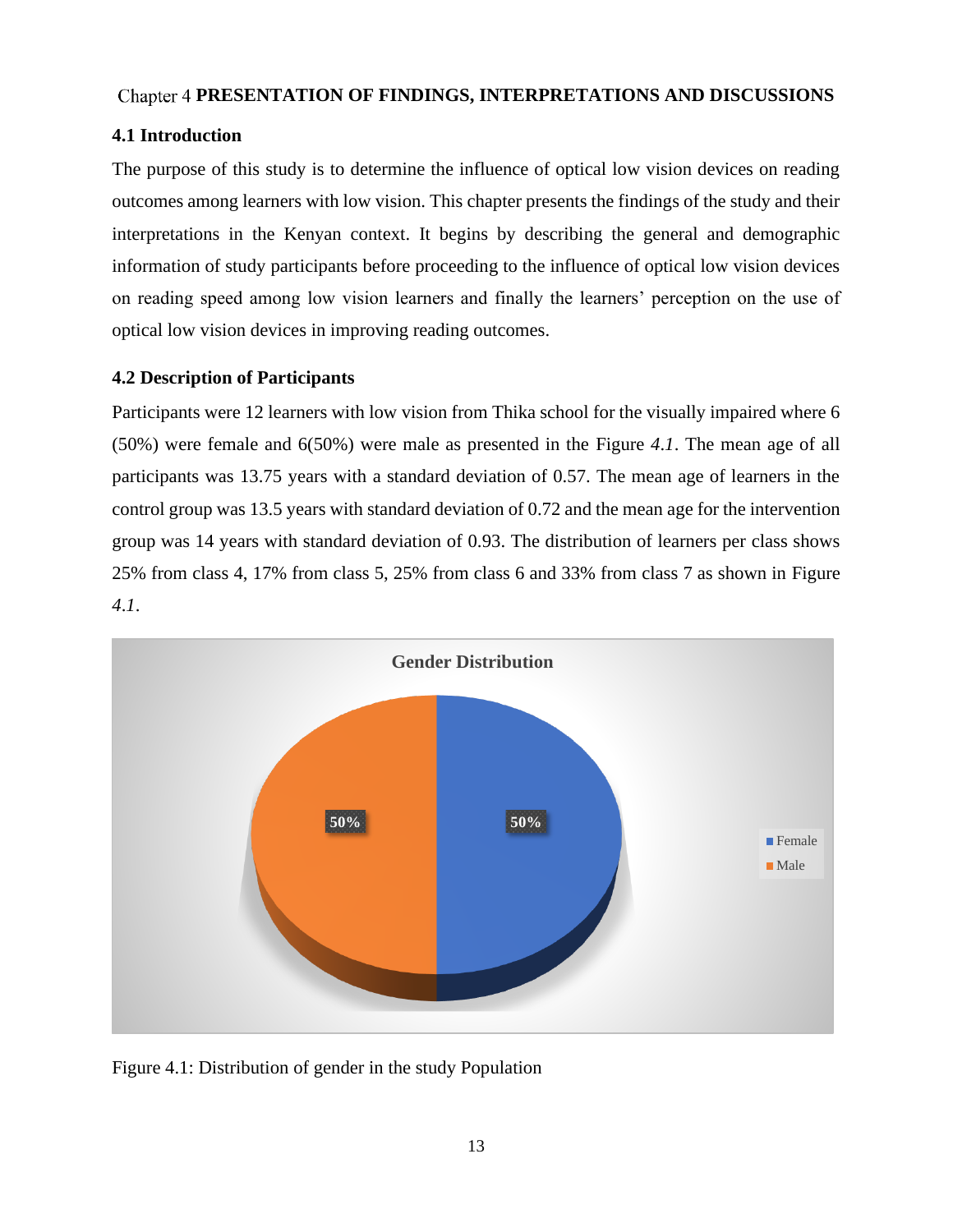# Chapter 4 PRESENTATION OF FINDINGS, INTERPRETATIONS AND DISCUSSIONS

## 4.1 Introduction

The purpose of this study is to determine the influence of optical low vision devices on reading outcomes among learners with low vision. This chapter presents the findings of the study and their interpretations in the Kenyan context. It begins by describing the general and demographic information of study participants before proceeding to the influence of optical low vision devices on reading speed among low vision learners and finally the learners' perception on the use of optical low vision devices in improving reading outcomes.

## 4.2 Description of Participants

Participants were 12 learners with low vision from Thika school for the visually impaired where 6 (50%) were female and 6(50%) were male as presented in the Figure *4.1*. The mean age of all participants was 13.75 years with a standard deviation of 0.57. The mean age of learners in the control group was 13.5 years with standard deviation of 0.72 and the mean age for the intervention group was 14 years with standard deviation of 0.93. The distribution of learners per class shows 25% from class 4, 17% from class 5, 25% from class 6 and 33% from class 7 as shown in Figure *4.1*.

Gender Distribution

50% 50%

Female
Male

Figure 4.1: Distribution of gender in the study Population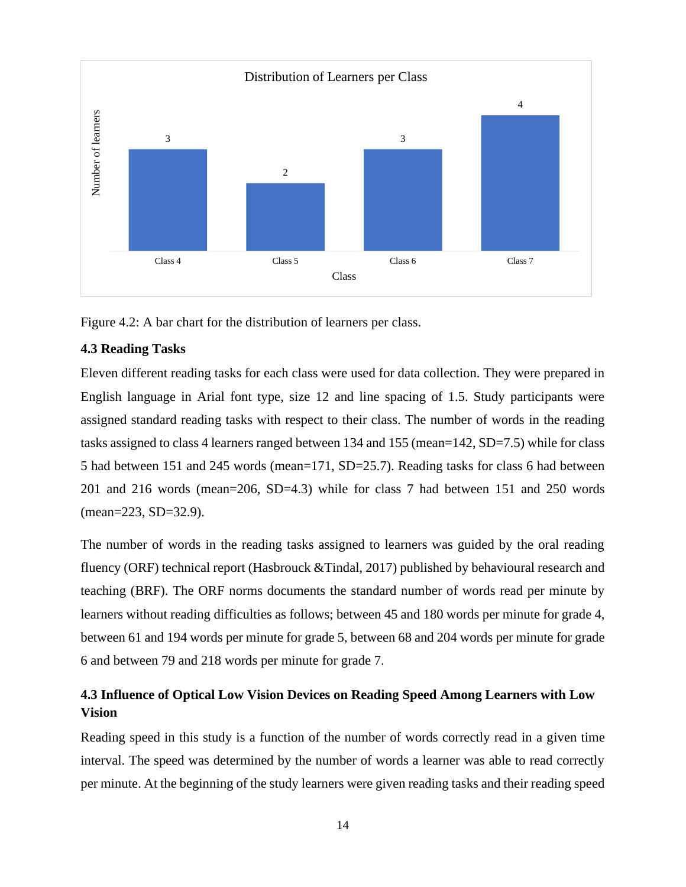Figure 4.2: A bar chart for the distribution of learners per class.

### 4.3 Reading Tasks

Eleven different reading tasks for each class were used for data collection. They were prepared in English language in Arial font type, size 12 and line spacing of 1.5. Study participants were assigned standard reading tasks with respect to their class. The number of words in the reading tasks assigned to class 4 learners ranged between 134 and 155 (mean=142, SD=7.5) while for class 5 had between 151 and 245 words (mean=171, SD=25.7). Reading tasks for class 6 had between 201 and 216 words (mean=206, SD=4.3) while for class 7 had between 151 and 250 words (mean=223, SD=32.9).

The number of words in the reading tasks assigned to learners was guided by the oral reading fluency (ORF) technical report (Hasbrouck &Tindal, 2017) published by behavioural research and teaching (BRF). The ORF norms documents the standard number of words read per minute by learners without reading difficulties as follows; between 45 and 180 words per minute for grade 4, between 61 and 194 words per minute for grade 5, between 68 and 204 words per minute for grade 6 and between 79 and 218 words per minute for grade 7.

### 4.3 Influence of Optical Low Vision Devices on Reading Speed Among Learners with Low Vision

Reading speed in this study is a function of the number of words correctly read in a given time interval. The speed was determined by the number of words a learner was able to read correctly per minute. At the beginning of the study learners were given reading tasks and their reading speed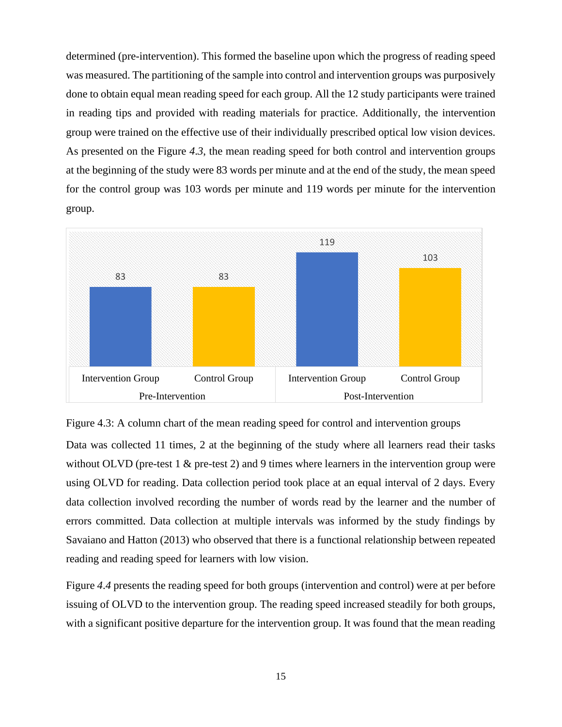determined (pre-intervention). This formed the baseline upon which the progress of reading speed was measured. The partitioning of the sample into control and intervention groups was purposively done to obtain equal mean reading speed for each group. All the 12 study participants were trained in reading tips and provided with reading materials for practice. Additionally, the intervention group were trained on the effective use of their individually prescribed optical low vision devices. As presented on the Figure *4.3*, the mean reading speed for both control and intervention groups at the beginning of the study were 83 words per minute and at the end of the study, the mean speed for the control group was 103 words per minute and 119 words per minute for the intervention group.

| | Intervention Group | Control Group |
|---|---|---|
| Pre-Intervention | 83 | 83 |
| Post-Intervention | 119 | 103 |

Figure 4.3: A column chart of the mean reading speed for control and intervention groups

Data was collected 11 times, 2 at the beginning of the study where all learners read their tasks without OLVD (pre-test 1 & pre-test 2) and 9 times where learners in the intervention group were using OLVD for reading. Data collection period took place at an equal interval of 2 days. Every data collection involved recording the number of words read by the learner and the number of errors committed. Data collection at multiple intervals was informed by the study findings by Savaiano and Hatton (2013) who observed that there is a functional relationship between repeated reading and reading speed for learners with low vision.

Figure *4.4* presents the reading speed for both groups (intervention and control) were at per before issuing of OLVD to the intervention group. The reading speed increased steadily for both groups, with a significant positive departure for the intervention group. It was found that the mean reading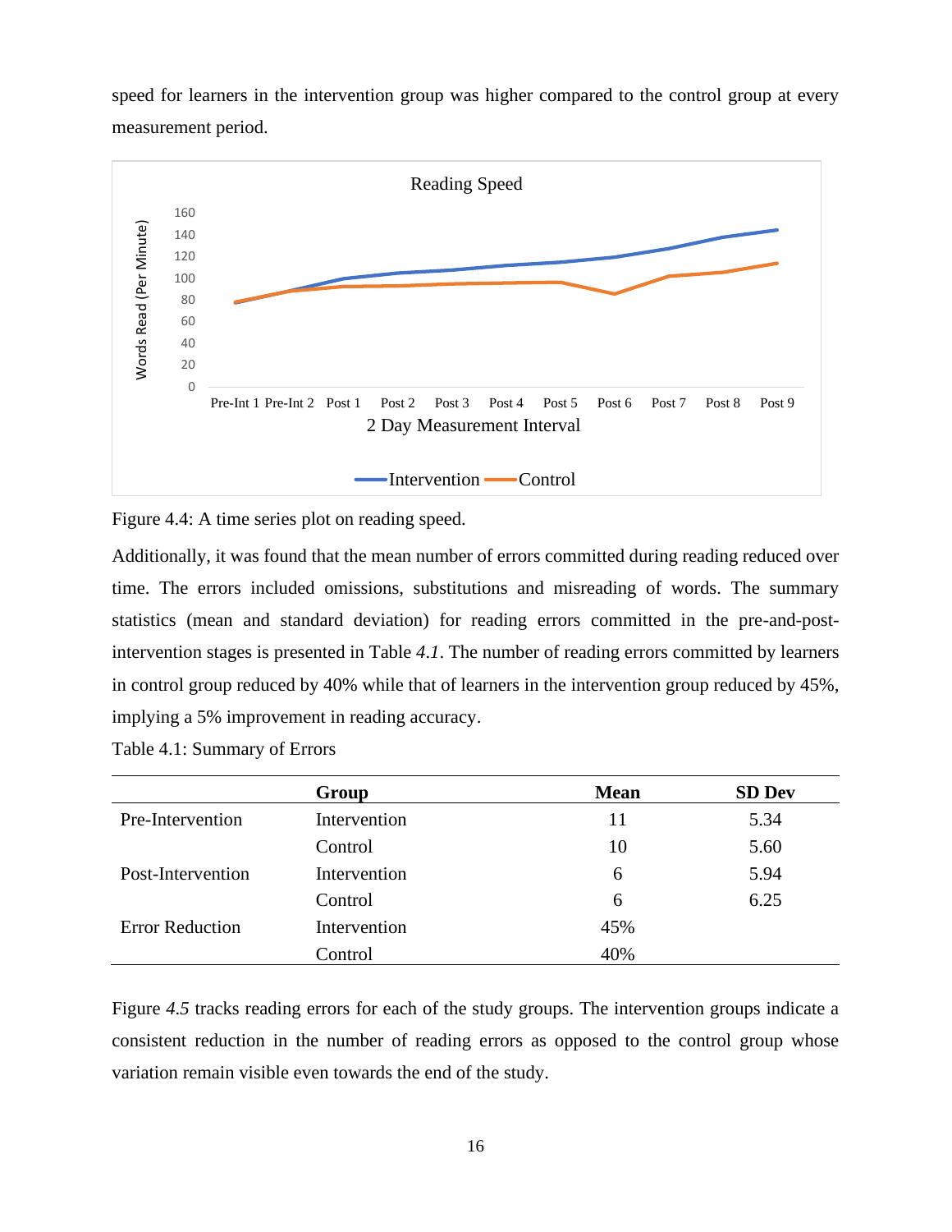speed for learners in the intervention group was higher compared to the control group at every measurement period.

Figure 4.4: A time series plot on reading speed.

Additionally, it was found that the mean number of errors committed during reading reduced over time. The errors included omissions, substitutions and misreading of words. The summary statistics (mean and standard deviation) for reading errors committed in the pre-and-post-intervention stages is presented in Table *4.1*. The number of reading errors committed by learners in control group reduced by 40% while that of learners in the intervention group reduced by 45%, implying a 5% improvement in reading accuracy.

Table 4.1: Summary of Errors

| | **Group** | **Mean** | **SD Dev** |
|---|---|---|---|
| Pre-Intervention | Intervention | 11 | 5.34 |
| | Control | 10 | 5.60 |
| Post-Intervention | Intervention | 6 | 5.94 |
| | Control | 6 | 6.25 |
| Error Reduction | Intervention | 45% | |
| | Control | 40% | |

Figure *4.5* tracks reading errors for each of the study groups. The intervention groups indicate a consistent reduction in the number of reading errors as opposed to the control group whose variation remain visible even towards the end of the study.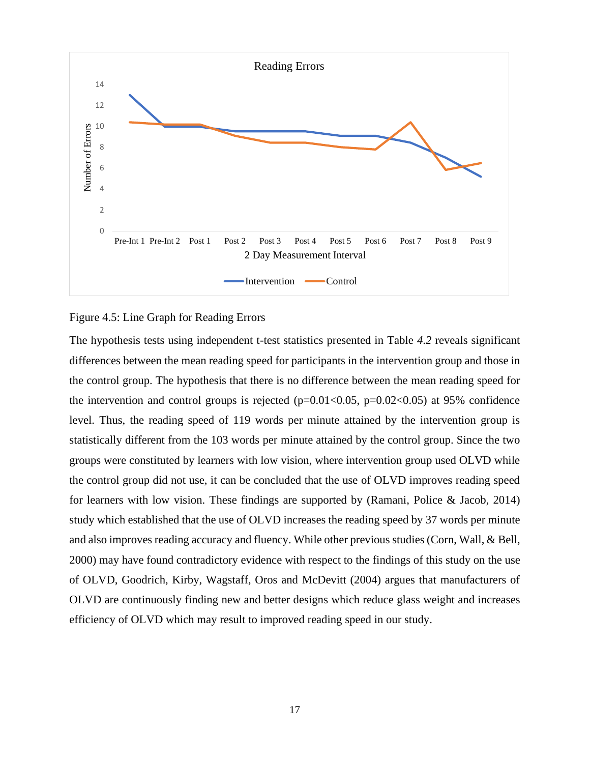Figure 4.5: Line Graph for Reading Errors

The hypothesis tests using independent t-test statistics presented in Table *4.2* reveals significant differences between the mean reading speed for participants in the intervention group and those in the control group. The hypothesis that there is no difference between the mean reading speed for the intervention and control groups is rejected ($p=0.01<0.05$, $p=0.02<0.05$) at 95% confidence level. Thus, the reading speed of 119 words per minute attained by the intervention group is statistically different from the 103 words per minute attained by the control group. Since the two groups were constituted by learners with low vision, where intervention group used OLVD while the control group did not use, it can be concluded that the use of OLVD improves reading speed for learners with low vision. These findings are supported by (Ramani, Police & Jacob, 2014) study which established that the use of OLVD increases the reading speed by 37 words per minute and also improves reading accuracy and fluency. While other previous studies (Corn, Wall, & Bell, 2000) may have found contradictory evidence with respect to the findings of this study on the use of OLVD, Goodrich, Kirby, Wagstaff, Oros and McDevitt (2004) argues that manufacturers of OLVD are continuously finding new and better designs which reduce glass weight and increases efficiency of OLVD which may result to improved reading speed in our study.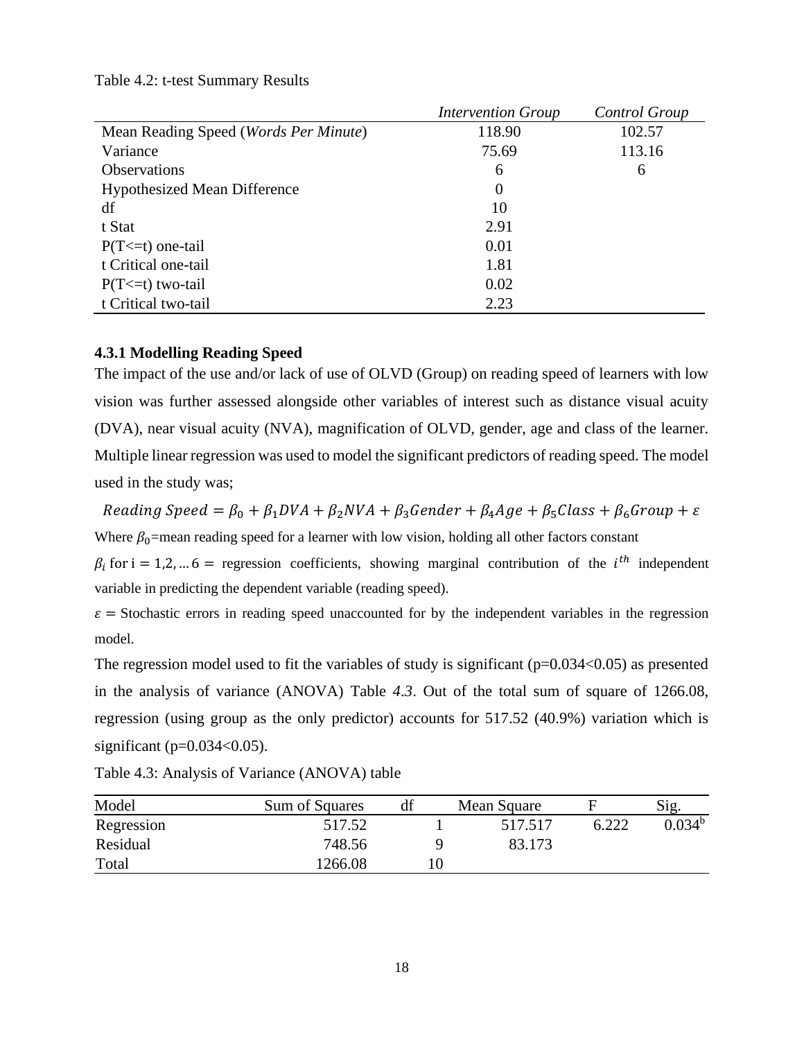Table 4.2: t-test Summary Results

| | *Intervention Group* | *Control Group* |
|---|---|---|
| Mean Reading Speed (*Words Per Minute*) | 118.90 | 102.57 |
| Variance | 75.69 | 113.16 |
| Observations | 6 | 6 |
| Hypothesized Mean Difference | 0 | |
| df | 10 | |
| t Stat | 2.91 | |
| P(T<=t) one-tail | 0.01 | |
| t Critical one-tail | 1.81 | |
| P(T<=t) two-tail | 0.02 | |
| t Critical two-tail | 2.23 | |

### 4.3.1 Modelling Reading Speed

The impact of the use and/or lack of use of OLVD (Group) on reading speed of learners with low vision was further assessed alongside other variables of interest such as distance visual acuity (DVA), near visual acuity (NVA), magnification of OLVD, gender, age and class of the learner. Multiple linear regression was used to model the significant predictors of reading speed. The model used in the study was;

$$Reading\ Speed = \beta_0 + \beta_1 DVA + \beta_2 NVA + \beta_3 Gender + \beta_4 Age + \beta_5 Class + \beta_6 Group + \varepsilon$$

Where $\beta_0$=mean reading speed for a learner with low vision, holding all other factors constant

$\beta_i$ for $\text{i} = 1,2, \ldots 6 =$ regression coefficients, showing marginal contribution of the $i^{th}$ independent variable in predicting the dependent variable (reading speed).

$\varepsilon =$ Stochastic errors in reading speed unaccounted for by the independent variables in the regression model.

The regression model used to fit the variables of study is significant ($p=0.034<0.05$) as presented in the analysis of variance (ANOVA) Table *4.3*. Out of the total sum of square of 1266.08, regression (using group as the only predictor) accounts for 517.52 (40.9%) variation which is significant ($p=0.034<0.05$).

Table 4.3: Analysis of Variance (ANOVA) table

| Model | Sum of Squares | df | Mean Square | F | Sig. |
|---|---|---|---|---|---|
| Regression | 517.52 | 1 | 517.517 | 6.222 | 0.034[b] |
| Residual | 748.56 | 9 | 83.173 | | |
| Total | 1266.08 | 10 | | | |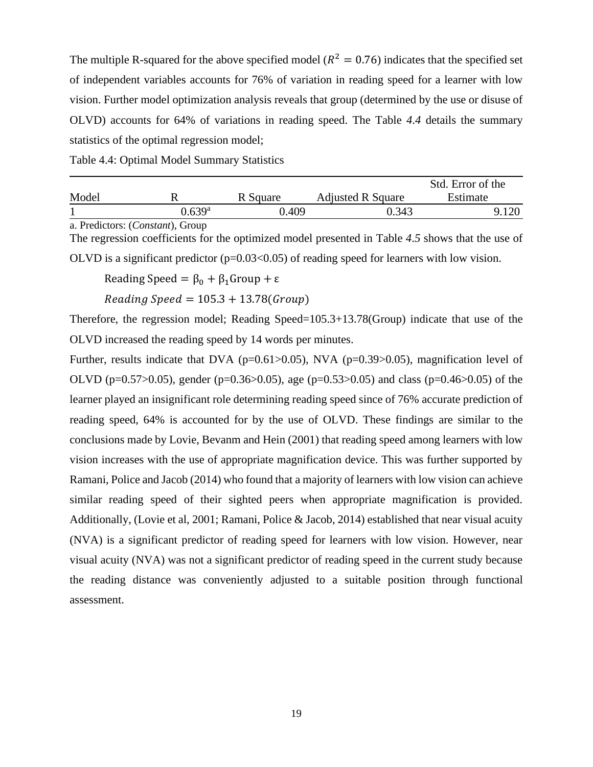The multiple R-squared for the above specified model ($R^2 = 0.76$) indicates that the specified set of independent variables accounts for 76% of variation in reading speed for a learner with low vision. Further model optimization analysis reveals that group (determined by the use or disuse of OLVD) accounts for 64% of variations in reading speed. The Table *4.4* details the summary statistics of the optimal regression model;

Table 4.4: Optimal Model Summary Statistics

| Model | R | R Square | Adjusted R Square | Std. Error of the Estimate |
|---|---|---|---|---|
| 1 | 0.639[a] | 0.409 | 0.343 | 9.120 |

a. Predictors: (*Constant*), Group

The regression coefficients for the optimized model presented in Table *4.5* shows that the use of OLVD is a significant predictor ($p=0.03<0.05$) of reading speed for learners with low vision.

$$\text{Reading Speed} = \beta_0 + \beta_1 \text{Group} + \varepsilon$$

$$Reading\ Speed = 105.3 + 13.78(Group)$$

Therefore, the regression model; Reading Speed=105.3+13.78(Group) indicate that use of the OLVD increased the reading speed by 14 words per minutes.

Further, results indicate that DVA ($p=0.61>0.05$), NVA ($p=0.39>0.05$), magnification level of OLVD ($p=0.57>0.05$), gender ($p=0.36>0.05$), age ($p=0.53>0.05$) and class ($p=0.46>0.05$) of the learner played an insignificant role determining reading speed since of 76% accurate prediction of reading speed, 64% is accounted for by the use of OLVD. These findings are similar to the conclusions made by Lovie, Bevanm and Hein (2001) that reading speed among learners with low vision increases with the use of appropriate magnification device. This was further supported by Ramani, Police and Jacob (2014) who found that a majority of learners with low vision can achieve similar reading speed of their sighted peers when appropriate magnification is provided. Additionally, (Lovie et al, 2001; Ramani, Police & Jacob, 2014) established that near visual acuity (NVA) is a significant predictor of reading speed for learners with low vision. However, near visual acuity (NVA) was not a significant predictor of reading speed in the current study because the reading distance was conveniently adjusted to a suitable position through functional assessment.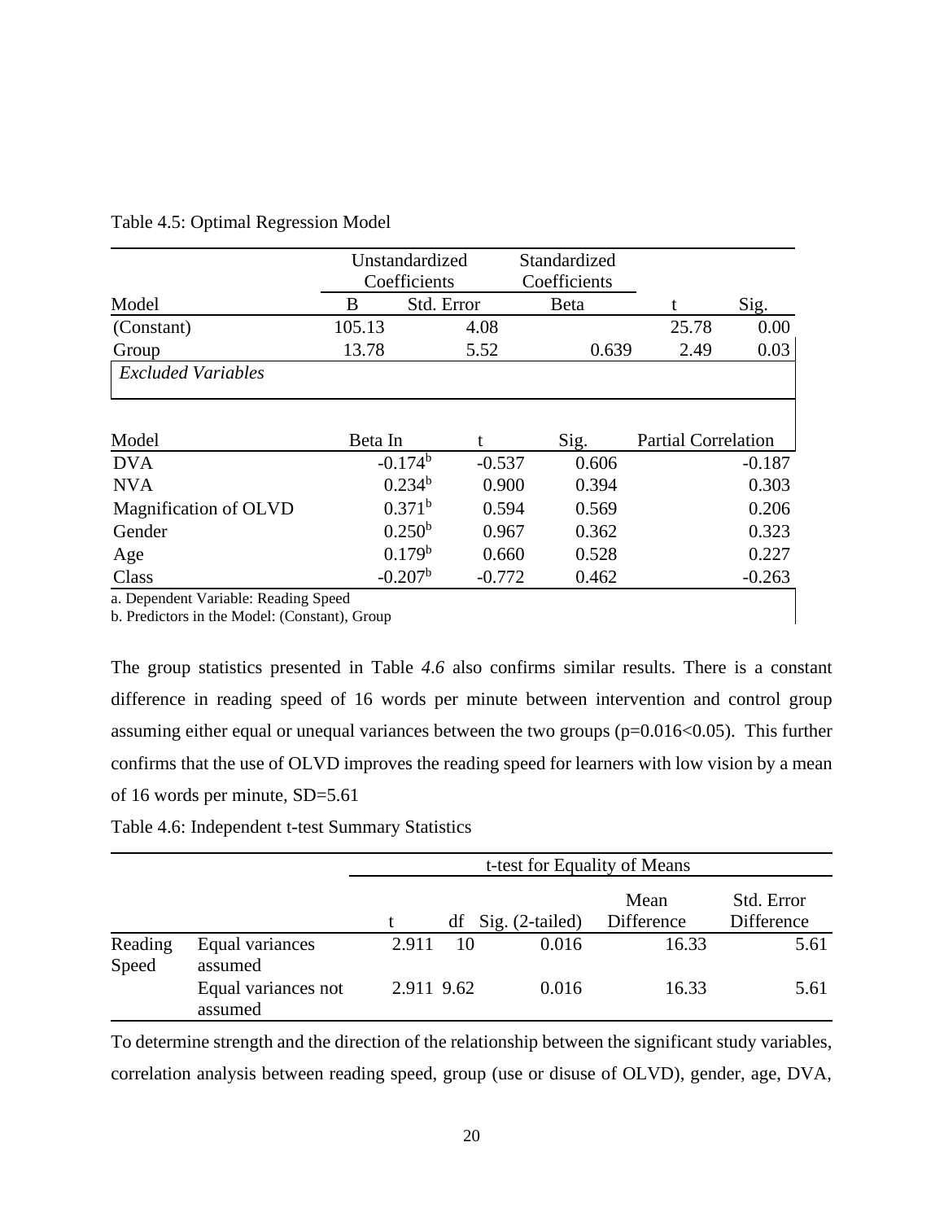Table 4.5: Optimal Regression Model

| Model | Unstandardized Coefficients | | Standardized Coefficients | t | Sig. |
|---|---|---|---|---|---|
| | B | Std. Error | Beta | | |
| (Constant) | 105.13 | 4.08 | | 25.78 | 0.00 |
| Group | 13.78 | 5.52 | 0.639 | 2.49 | 0.03 |

*Excluded Variables*

| Model | Beta In | t | Sig. | Partial Correlation |
|---|---|---|---|---|
| DVA | -0.174[b] | -0.537 | 0.606 | -0.187 |
| NVA | 0.234[b] | 0.900 | 0.394 | 0.303 |
| Magnification of OLVD | 0.371[b] | 0.594 | 0.569 | 0.206 |
| Gender | 0.250[b] | 0.967 | 0.362 | 0.323 |
| Age | 0.179[b] | 0.660 | 0.528 | 0.227 |
| Class | -0.207[b] | -0.772 | 0.462 | -0.263 |

a. Dependent Variable: Reading Speed
b. Predictors in the Model: (Constant), Group

The group statistics presented in Table *4.6* also confirms similar results. There is a constant difference in reading speed of 16 words per minute between intervention and control group assuming either equal or unequal variances between the two groups ($p=0.016<0.05$). This further confirms that the use of OLVD improves the reading speed for learners with low vision by a mean of 16 words per minute, SD=5.61

Table 4.6: Independent t-test Summary Statistics

| | | t-test for Equality of Means | | | | |
|---|---|---|---|---|---|---|
| | | t | df | Sig. (2-tailed) | Mean Difference | Std. Error Difference |
| Reading Speed | Equal variances assumed | 2.911 | 10 | 0.016 | 16.33 | 5.61 |
| | Equal variances not assumed | 2.911 | 9.62 | 0.016 | 16.33 | 5.61 |

To determine strength and the direction of the relationship between the significant study variables, correlation analysis between reading speed, group (use or disuse of OLVD), gender, age, DVA,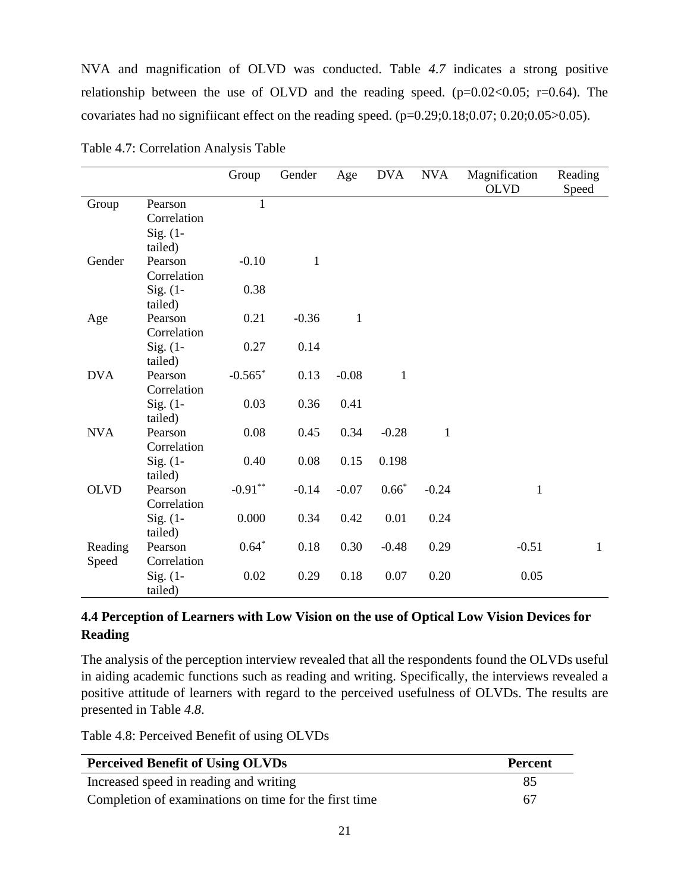NVA and magnification of OLVD was conducted. Table *4.7* indicates a strong positive relationship between the use of OLVD and the reading speed. ($p=0.02<0.05$; $r=0.64$). The covariates had no signifiicant effect on the reading speed. ($p=0.29;0.18;0.07;\ 0.20;0.05>0.05$).

Table 4.7: Correlation Analysis Table

| | | Group | Gender | Age | DVA | NVA | Magnification OLVD | Reading Speed |
|---|---|---|---|---|---|---|---|---|
| Group | Pearson Correlation | 1 | | | | | | |
| | Sig. (1-tailed) | | | | | | | |
| Gender | Pearson Correlation | -0.10 | 1 | | | | | |
| | Sig. (1-tailed) | 0.38 | | | | | | |
| Age | Pearson Correlation | 0.21 | -0.36 | 1 | | | | |
| | Sig. (1-tailed) | 0.27 | 0.14 | | | | | |
| DVA | Pearson Correlation | -0.565* | 0.13 | -0.08 | 1 | | | |
| | Sig. (1-tailed) | 0.03 | 0.36 | 0.41 | | | | |
| NVA | Pearson Correlation | 0.08 | 0.45 | 0.34 | -0.28 | 1 | | |
| | Sig. (1-tailed) | 0.40 | 0.08 | 0.15 | 0.198 | | | |
| OLVD | Pearson Correlation | -0.91** | -0.14 | -0.07 | 0.66* | -0.24 | 1 | |
| | Sig. (1-tailed) | 0.000 | 0.34 | 0.42 | 0.01 | 0.24 | | |
| Reading Speed | Pearson Correlation | 0.64* | 0.18 | 0.30 | -0.48 | 0.29 | -0.51 | 1 |
| | Sig. (1-tailed) | 0.02 | 0.29 | 0.18 | 0.07 | 0.20 | 0.05 | |

## 4.4 Perception of Learners with Low Vision on the use of Optical Low Vision Devices for Reading

The analysis of the perception interview revealed that all the respondents found the OLVDs useful in aiding academic functions such as reading and writing. Specifically, the interviews revealed a positive attitude of learners with regard to the perceived usefulness of OLVDs. The results are presented in Table *4.8.*

Table 4.8: Perceived Benefit of using OLVDs

| Perceived Benefit of Using OLVDs | Percent |
|---|---|
| Increased speed in reading and writing | 85 |
| Completion of examinations on time for the first time | 67 |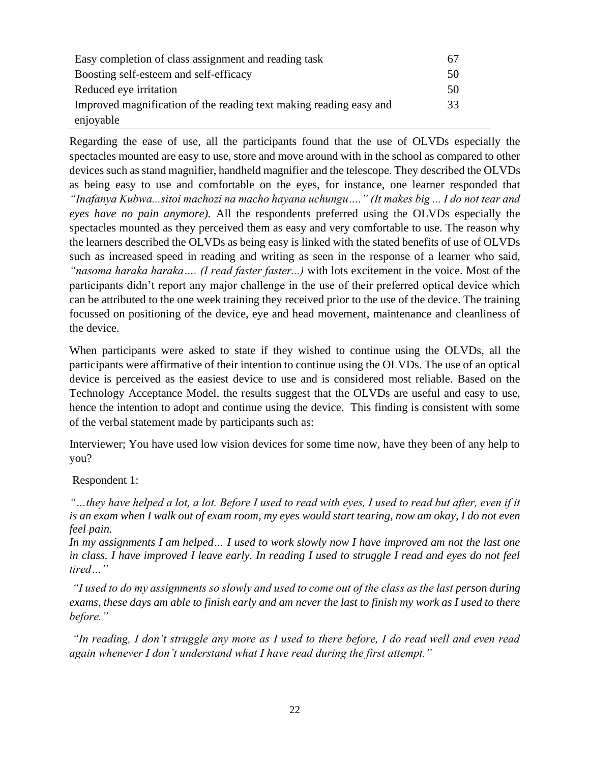| | |
|---|---|
| Easy completion of class assignment and reading task | 67 |
| Boosting self-esteem and self-efficacy | 50 |
| Reduced eye irritation | 50 |
| Improved magnification of the reading text making reading easy and enjoyable | 33 |

Regarding the ease of use, all the participants found that the use of OLVDs especially the spectacles mounted are easy to use, store and move around with in the school as compared to other devices such as stand magnifier, handheld magnifier and the telescope. They described the OLVDs as being easy to use and comfortable on the eyes, for instance, one learner responded that *"Inafanya Kubwa...sitoi machozi na macho hayana uchungu…." (It makes big ... I do not tear and eyes have no pain anymore).* All the respondents preferred using the OLVDs especially the spectacles mounted as they perceived them as easy and very comfortable to use. The reason why the learners described the OLVDs as being easy is linked with the stated benefits of use of OLVDs such as increased speed in reading and writing as seen in the response of a learner who said, *"nasoma haraka haraka…. (I read faster faster...)* with lots excitement in the voice. Most of the participants didn't report any major challenge in the use of their preferred optical device which can be attributed to the one week training they received prior to the use of the device. The training focussed on positioning of the device, eye and head movement, maintenance and cleanliness of the device.

When participants were asked to state if they wished to continue using the OLVDs, all the participants were affirmative of their intention to continue using the OLVDs. The use of an optical device is perceived as the easiest device to use and is considered most reliable. Based on the Technology Acceptance Model, the results suggest that the OLVDs are useful and easy to use, hence the intention to adopt and continue using the device. This finding is consistent with some of the verbal statement made by participants such as:

Interviewer; You have used low vision devices for some time now, have they been of any help to you?

Respondent 1:

*"…they have helped a lot, a lot. Before I used to read with eyes, I used to read but after, even if it is an exam when I walk out of exam room, my eyes would start tearing, now am okay, I do not even feel pain.*
*In my assignments I am helped… I used to work slowly now I have improved am not the last one in class. I have improved I leave early. In reading I used to struggle I read and eyes do not feel tired…"*

*"I used to do my assignments so slowly and used to come out of the class as the last person during exams, these days am able to finish early and am never the last to finish my work as I used to there before."*

*"In reading, I don't struggle any more as I used to there before, I do read well and even read again whenever I don't understand what I have read during the first attempt."*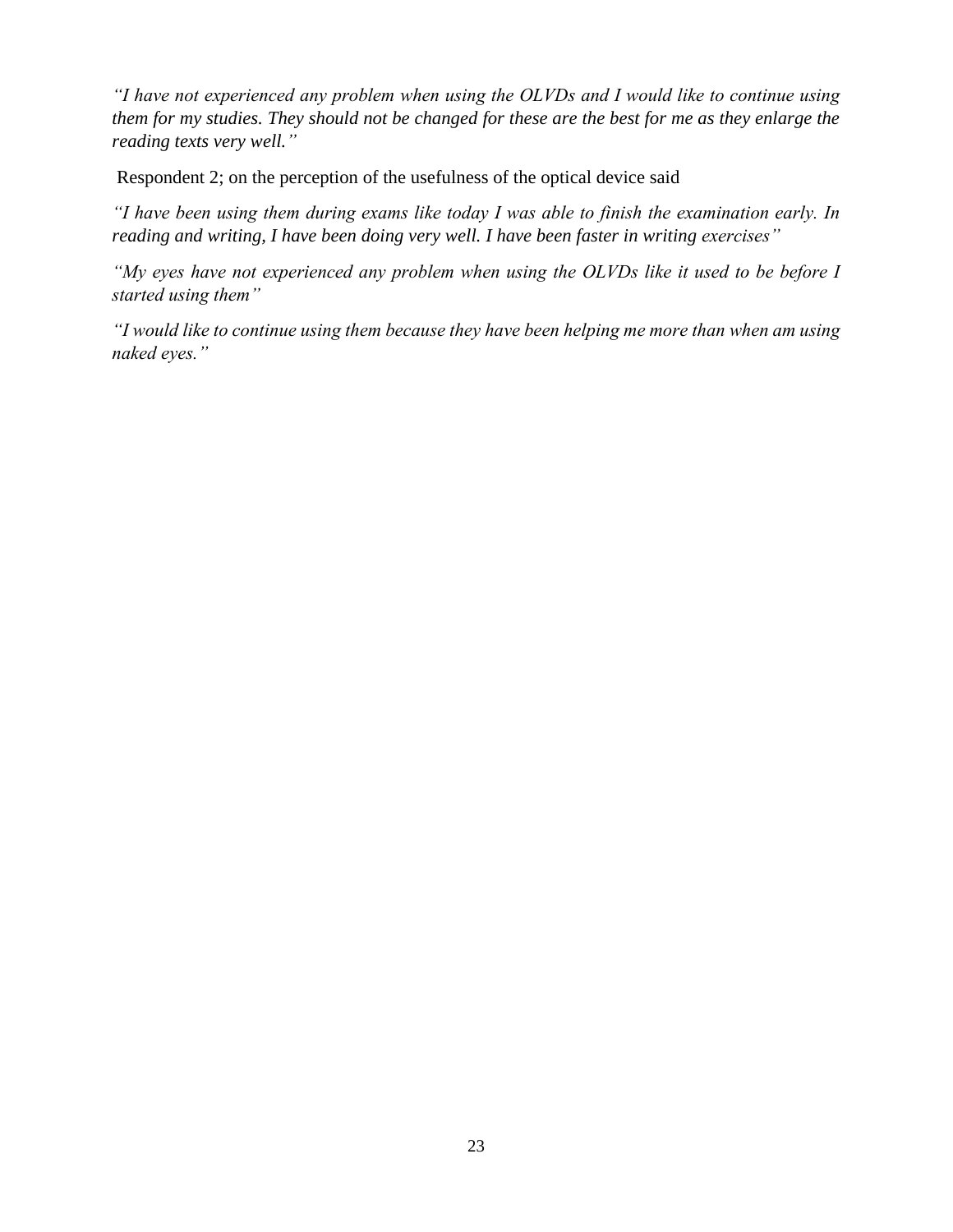*"I have not experienced any problem when using the OLVDs and I would like to continue using them for my studies. They should not be changed for these are the best for me as they enlarge the reading texts very well."*

Respondent 2; on the perception of the usefulness of the optical device said

*"I have been using them during exams like today I was able to finish the examination early. In reading and writing, I have been doing very well. I have been faster in writing exercises"*

*"My eyes have not experienced any problem when using the OLVDs like it used to be before I started using them"*

*"I would like to continue using them because they have been helping me more than when am using naked eyes."*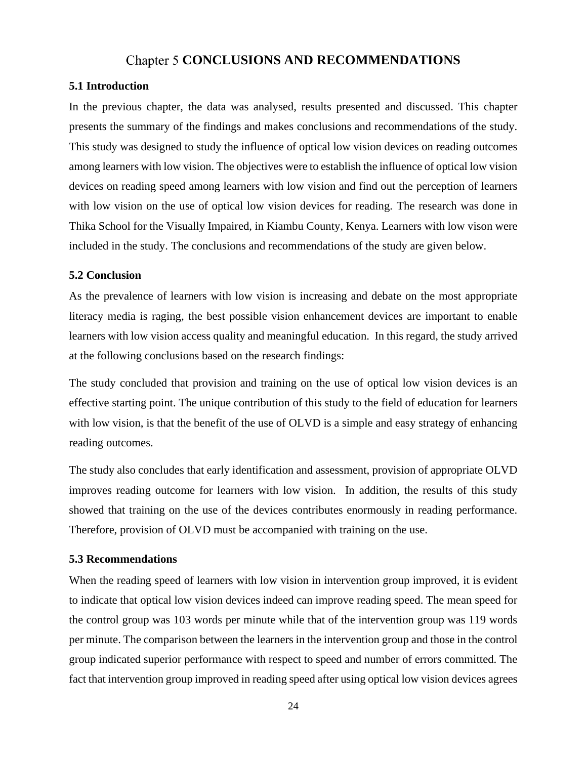# Chapter 5 CONCLUSIONS AND RECOMMENDATIONS

## 5.1 Introduction

In the previous chapter, the data was analysed, results presented and discussed. This chapter presents the summary of the findings and makes conclusions and recommendations of the study. This study was designed to study the influence of optical low vision devices on reading outcomes among learners with low vision. The objectives were to establish the influence of optical low vision devices on reading speed among learners with low vision and find out the perception of learners with low vision on the use of optical low vision devices for reading. The research was done in Thika School for the Visually Impaired, in Kiambu County, Kenya. Learners with low vison were included in the study. The conclusions and recommendations of the study are given below.

## 5.2 Conclusion

As the prevalence of learners with low vision is increasing and debate on the most appropriate literacy media is raging, the best possible vision enhancement devices are important to enable learners with low vision access quality and meaningful education. In this regard, the study arrived at the following conclusions based on the research findings:

The study concluded that provision and training on the use of optical low vision devices is an effective starting point. The unique contribution of this study to the field of education for learners with low vision, is that the benefit of the use of OLVD is a simple and easy strategy of enhancing reading outcomes.

The study also concludes that early identification and assessment, provision of appropriate OLVD improves reading outcome for learners with low vision. In addition, the results of this study showed that training on the use of the devices contributes enormously in reading performance. Therefore, provision of OLVD must be accompanied with training on the use.

## 5.3 Recommendations

When the reading speed of learners with low vision in intervention group improved, it is evident to indicate that optical low vision devices indeed can improve reading speed. The mean speed for the control group was 103 words per minute while that of the intervention group was 119 words per minute. The comparison between the learners in the intervention group and those in the control group indicated superior performance with respect to speed and number of errors committed. The fact that intervention group improved in reading speed after using optical low vision devices agrees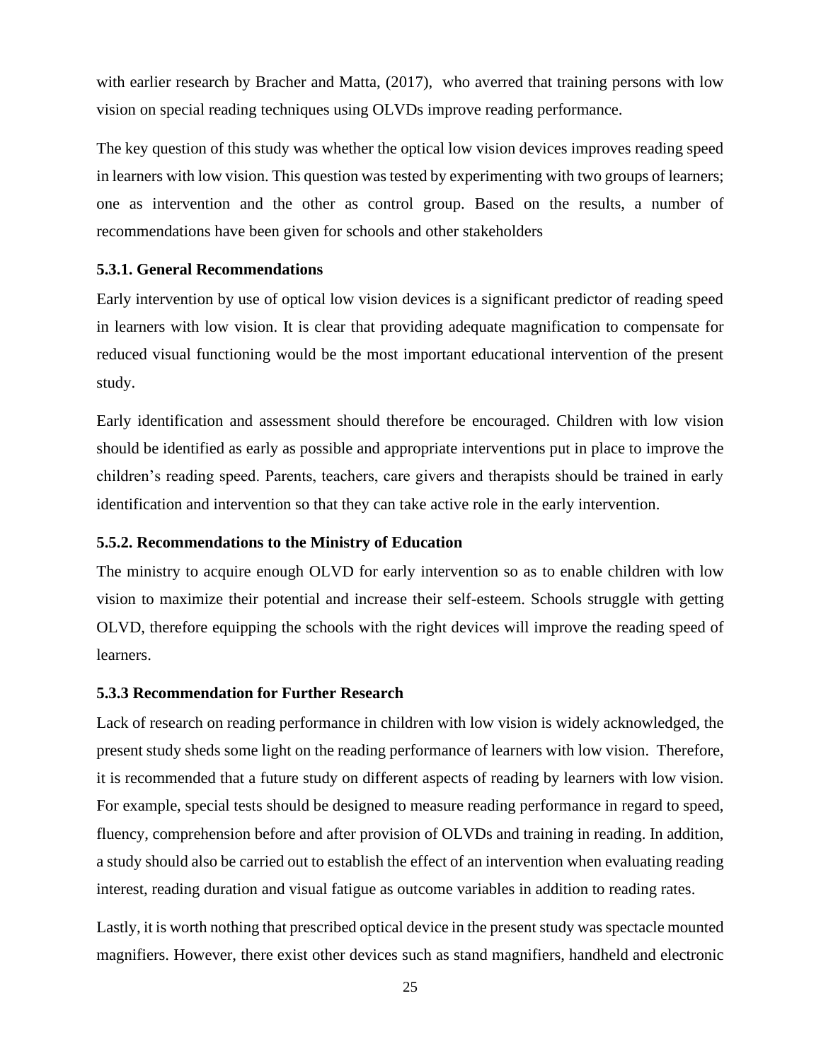with earlier research by Bracher and Matta, (2017), who averred that training persons with low vision on special reading techniques using OLVDs improve reading performance.

The key question of this study was whether the optical low vision devices improves reading speed in learners with low vision. This question was tested by experimenting with two groups of learners; one as intervention and the other as control group. Based on the results, a number of recommendations have been given for schools and other stakeholders

### 5.3.1. General Recommendations

Early intervention by use of optical low vision devices is a significant predictor of reading speed in learners with low vision. It is clear that providing adequate magnification to compensate for reduced visual functioning would be the most important educational intervention of the present study.

Early identification and assessment should therefore be encouraged. Children with low vision should be identified as early as possible and appropriate interventions put in place to improve the children's reading speed. Parents, teachers, care givers and therapists should be trained in early identification and intervention so that they can take active role in the early intervention.

### 5.5.2. Recommendations to the Ministry of Education

The ministry to acquire enough OLVD for early intervention so as to enable children with low vision to maximize their potential and increase their self-esteem. Schools struggle with getting OLVD, therefore equipping the schools with the right devices will improve the reading speed of learners.

### 5.3.3 Recommendation for Further Research

Lack of research on reading performance in children with low vision is widely acknowledged, the present study sheds some light on the reading performance of learners with low vision. Therefore, it is recommended that a future study on different aspects of reading by learners with low vision. For example, special tests should be designed to measure reading performance in regard to speed, fluency, comprehension before and after provision of OLVDs and training in reading. In addition, a study should also be carried out to establish the effect of an intervention when evaluating reading interest, reading duration and visual fatigue as outcome variables in addition to reading rates.

Lastly, it is worth nothing that prescribed optical device in the present study was spectacle mounted magnifiers. However, there exist other devices such as stand magnifiers, handheld and electronic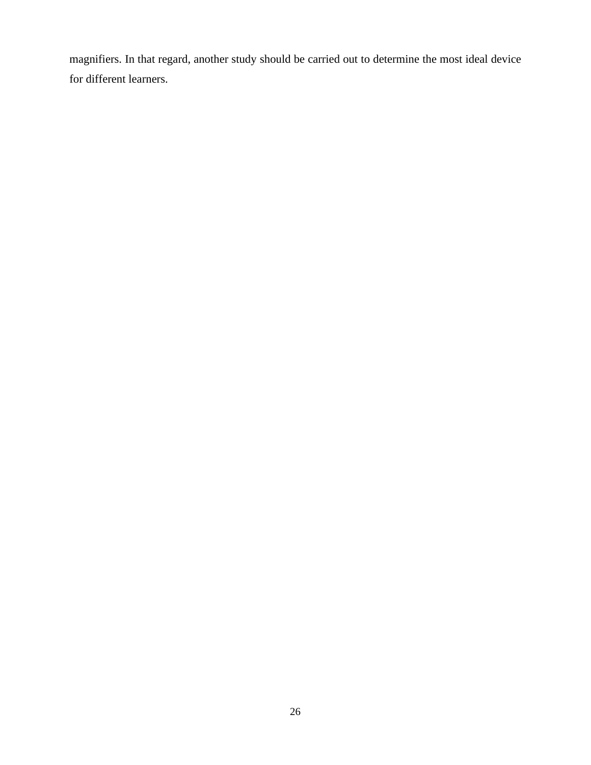magnifiers. In that regard, another study should be carried out to determine the most ideal device for different learners.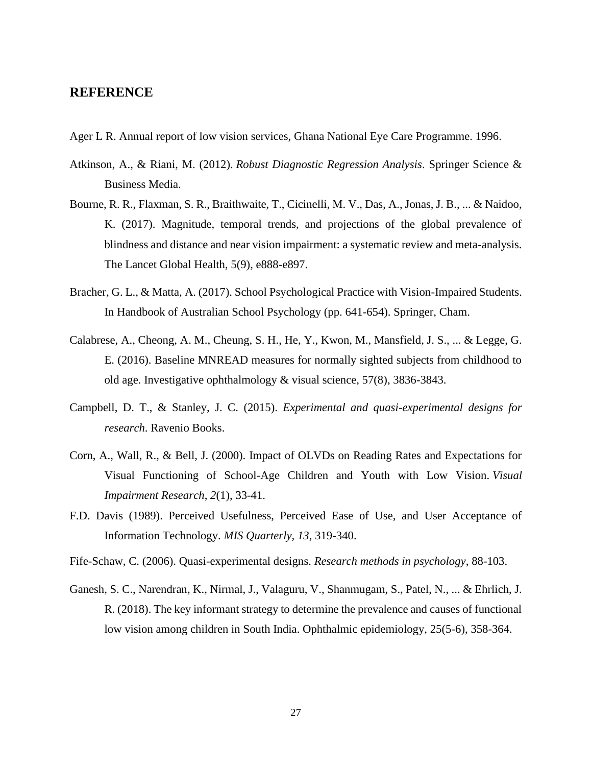## REFERENCE

Ager L R. Annual report of low vision services, Ghana National Eye Care Programme. 1996.

Atkinson, A., & Riani, M. (2012). *Robust Diagnostic Regression Analysis*. Springer Science & Business Media.

Bourne, R. R., Flaxman, S. R., Braithwaite, T., Cicinelli, M. V., Das, A., Jonas, J. B., ... & Naidoo, K. (2017). Magnitude, temporal trends, and projections of the global prevalence of blindness and distance and near vision impairment: a systematic review and meta-analysis. The Lancet Global Health, 5(9), e888-e897.

Bracher, G. L., & Matta, A. (2017). School Psychological Practice with Vision-Impaired Students. In Handbook of Australian School Psychology (pp. 641-654). Springer, Cham.

Calabrese, A., Cheong, A. M., Cheung, S. H., He, Y., Kwon, M., Mansfield, J. S., ... & Legge, G. E. (2016). Baseline MNREAD measures for normally sighted subjects from childhood to old age. Investigative ophthalmology & visual science, 57(8), 3836-3843.

Campbell, D. T., & Stanley, J. C. (2015). *Experimental and quasi-experimental designs for research*. Ravenio Books.

Corn, A., Wall, R., & Bell, J. (2000). Impact of OLVDs on Reading Rates and Expectations for Visual Functioning of School-Age Children and Youth with Low Vision. *Visual Impairment Research*, *2*(1), 33-41.

F.D. Davis (1989). Perceived Usefulness, Perceived Ease of Use, and User Acceptance of Information Technology. *MIS Quarterly*, *13*, 319-340.

Fife-Schaw, C. (2006). Quasi-experimental designs. *Research methods in psychology*, 88-103.

Ganesh, S. C., Narendran, K., Nirmal, J., Valaguru, V., Shanmugam, S., Patel, N., ... & Ehrlich, J. R. (2018). The key informant strategy to determine the prevalence and causes of functional low vision among children in South India. Ophthalmic epidemiology, 25(5-6), 358-364.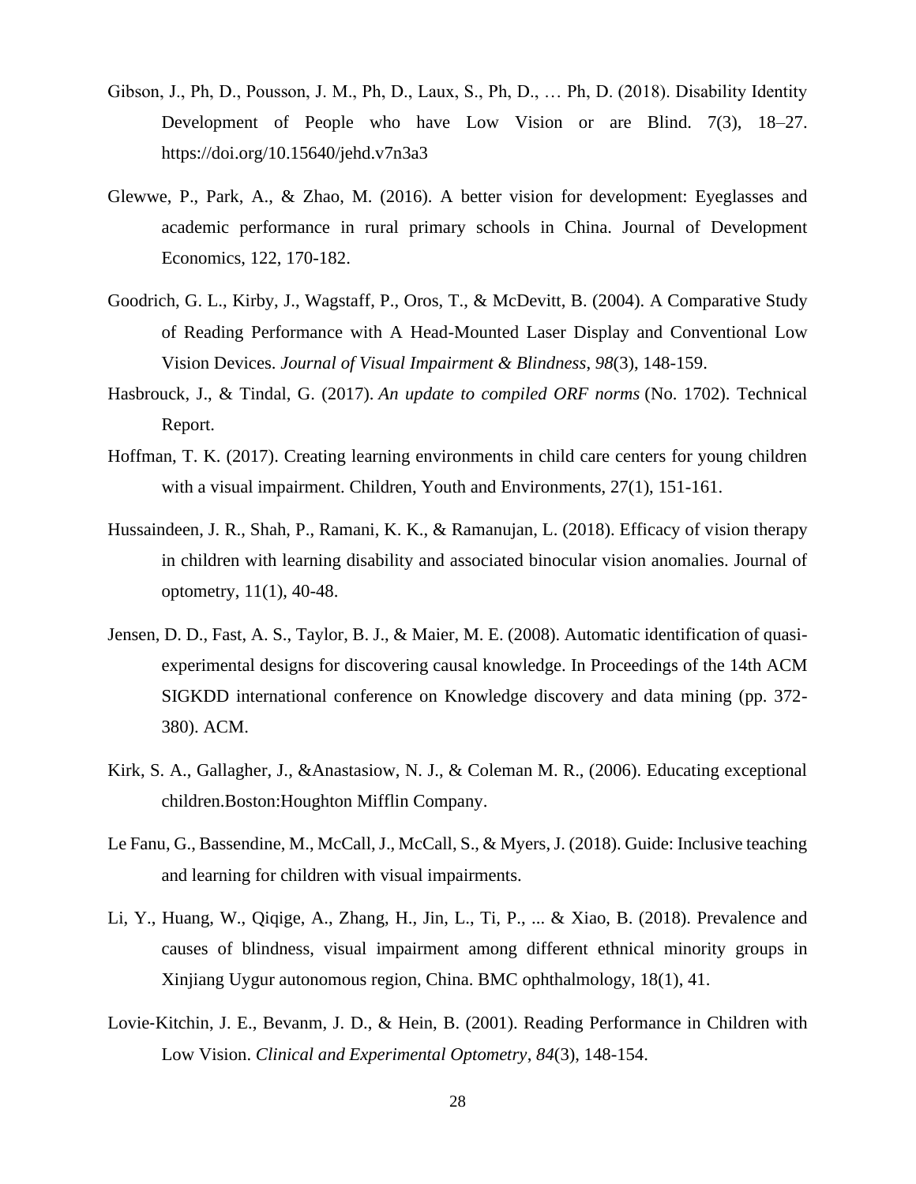Gibson, J., Ph, D., Pousson, J. M., Ph, D., Laux, S., Ph, D., … Ph, D. (2018). Disability Identity Development of People who have Low Vision or are Blind. 7(3), 18–27. https://doi.org/10.15640/jehd.v7n3a3

Glewwe, P., Park, A., & Zhao, M. (2016). A better vision for development: Eyeglasses and academic performance in rural primary schools in China. Journal of Development Economics, 122, 170-182.

Goodrich, G. L., Kirby, J., Wagstaff, P., Oros, T., & McDevitt, B. (2004). A Comparative Study of Reading Performance with A Head-Mounted Laser Display and Conventional Low Vision Devices. *Journal of Visual Impairment & Blindness*, *98*(3), 148-159.

Hasbrouck, J., & Tindal, G. (2017). *An update to compiled ORF norms* (No. 1702). Technical Report.

Hoffman, T. K. (2017). Creating learning environments in child care centers for young children with a visual impairment. Children, Youth and Environments, 27(1), 151-161.

Hussaindeen, J. R., Shah, P., Ramani, K. K., & Ramanujan, L. (2018). Efficacy of vision therapy in children with learning disability and associated binocular vision anomalies. Journal of optometry, 11(1), 40-48.

Jensen, D. D., Fast, A. S., Taylor, B. J., & Maier, M. E. (2008). Automatic identification of quasi-experimental designs for discovering causal knowledge. In Proceedings of the 14th ACM SIGKDD international conference on Knowledge discovery and data mining (pp. 372-380). ACM.

Kirk, S. A., Gallagher, J., &Anastasiow, N. J., & Coleman M. R., (2006). Educating exceptional children.Boston:Houghton Mifflin Company.

Le Fanu, G., Bassendine, M., McCall, J., McCall, S., & Myers, J. (2018). Guide: Inclusive teaching and learning for children with visual impairments.

Li, Y., Huang, W., Qiqige, A., Zhang, H., Jin, L., Ti, P., ... & Xiao, B. (2018). Prevalence and causes of blindness, visual impairment among different ethnical minority groups in Xinjiang Uygur autonomous region, China. BMC ophthalmology, 18(1), 41.

Lovie-Kitchin, J. E., Bevanm, J. D., & Hein, B. (2001). Reading Performance in Children with Low Vision. *Clinical and Experimental Optometry*, *84*(3), 148-154.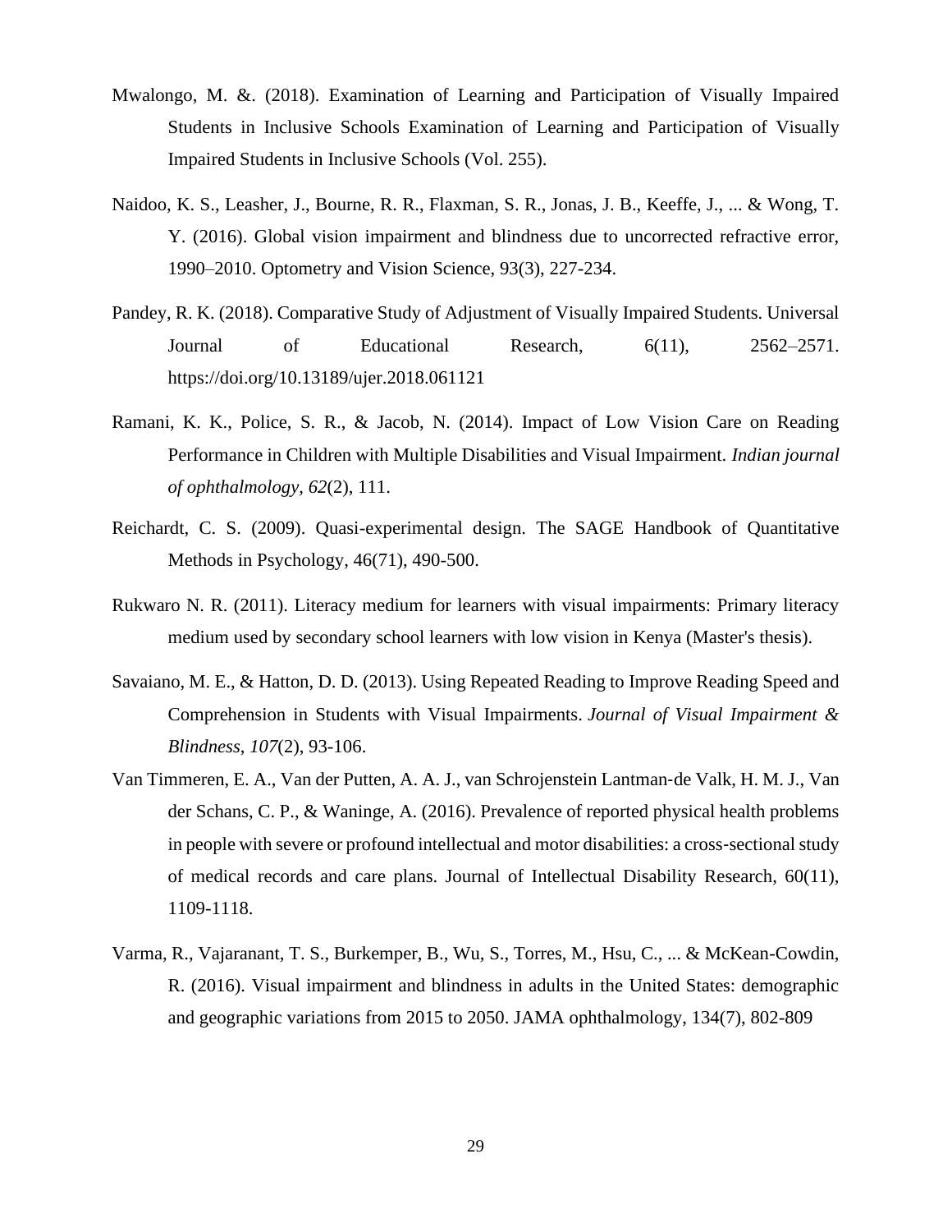Mwalongo, M. &. (2018). Examination of Learning and Participation of Visually Impaired Students in Inclusive Schools Examination of Learning and Participation of Visually Impaired Students in Inclusive Schools (Vol. 255).

Naidoo, K. S., Leasher, J., Bourne, R. R., Flaxman, S. R., Jonas, J. B., Keeffe, J., ... & Wong, T. Y. (2016). Global vision impairment and blindness due to uncorrected refractive error, 1990–2010. Optometry and Vision Science, 93(3), 227-234.

Pandey, R. K. (2018). Comparative Study of Adjustment of Visually Impaired Students. Universal Journal of Educational Research, 6(11), 2562–2571. https://doi.org/10.13189/ujer.2018.061121

Ramani, K. K., Police, S. R., & Jacob, N. (2014). Impact of Low Vision Care on Reading Performance in Children with Multiple Disabilities and Visual Impairment. *Indian journal of ophthalmology*, *62*(2), 111.

Reichardt, C. S. (2009). Quasi-experimental design. The SAGE Handbook of Quantitative Methods in Psychology, 46(71), 490-500.

Rukwaro N. R. (2011). Literacy medium for learners with visual impairments: Primary literacy medium used by secondary school learners with low vision in Kenya (Master's thesis).

Savaiano, M. E., & Hatton, D. D. (2013). Using Repeated Reading to Improve Reading Speed and Comprehension in Students with Visual Impairments. *Journal of Visual Impairment & Blindness*, *107*(2), 93-106.

Van Timmeren, E. A., Van der Putten, A. A. J., van Schrojenstein Lantman‐de Valk, H. M. J., Van der Schans, C. P., & Waninge, A. (2016). Prevalence of reported physical health problems in people with severe or profound intellectual and motor disabilities: a cross‐sectional study of medical records and care plans. Journal of Intellectual Disability Research, 60(11), 1109-1118.

Varma, R., Vajaranant, T. S., Burkemper, B., Wu, S., Torres, M., Hsu, C., ... & McKean-Cowdin, R. (2016). Visual impairment and blindness in adults in the United States: demographic and geographic variations from 2015 to 2050. JAMA ophthalmology, 134(7), 802-809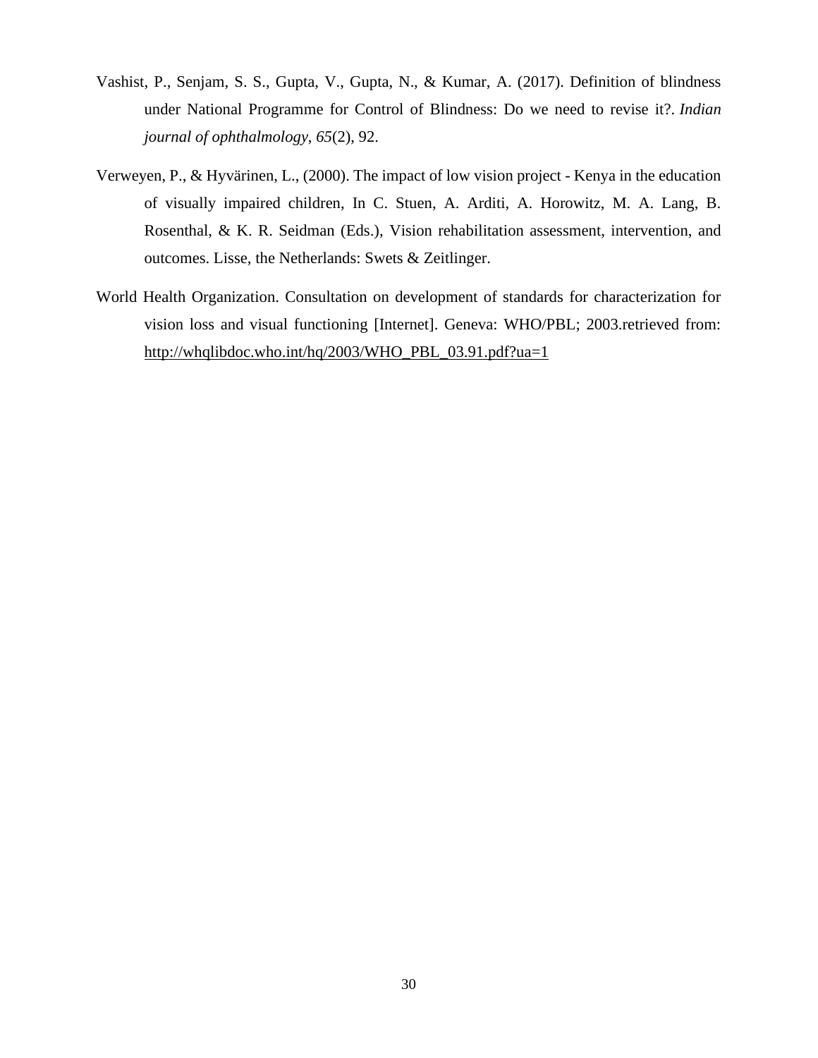Vashist, P., Senjam, S. S., Gupta, V., Gupta, N., & Kumar, A. (2017). Definition of blindness under National Programme for Control of Blindness: Do we need to revise it?. *Indian journal of ophthalmology*, *65*(2), 92.

Verweyen, P., & Hyvärinen, L., (2000). The impact of low vision project - Kenya in the education of visually impaired children, In C. Stuen, A. Arditi, A. Horowitz, M. A. Lang, B. Rosenthal, & K. R. Seidman (Eds.), Vision rehabilitation assessment, intervention, and outcomes. Lisse, the Netherlands: Swets & Zeitlinger.

World Health Organization. Consultation on development of standards for characterization for vision loss and visual functioning [Internet]. Geneva: WHO/PBL; 2003.retrieved from: http://whqlibdoc.who.int/hq/2003/WHO_PBL_03.91.pdf?ua=1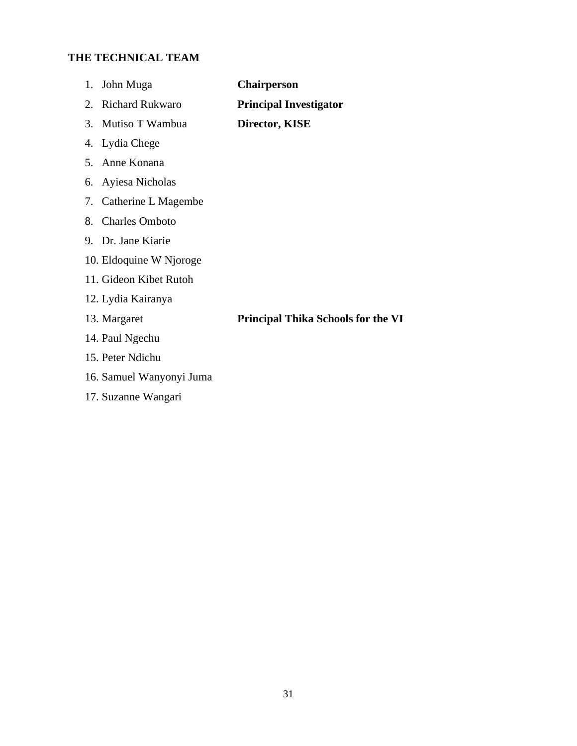### THE TECHNICAL TEAM

1. John Muga **Chairperson**
2. Richard Rukwaro **Principal Investigator**
3. Mutiso T Wambua **Director, KISE**
4. Lydia Chege
5. Anne Konana
6. Ayiesa Nicholas
7. Catherine L Magembe
8. Charles Omboto
9. Dr. Jane Kiarie
10. Eldoquine W Njoroge
11. Gideon Kibet Rutoh
12. Lydia Kairanya
13. Margaret **Principal Thika Schools for the VI**
14. Paul Ngechu
15. Peter Ndichu
16. Samuel Wanyonyi Juma
17. Suzanne Wangari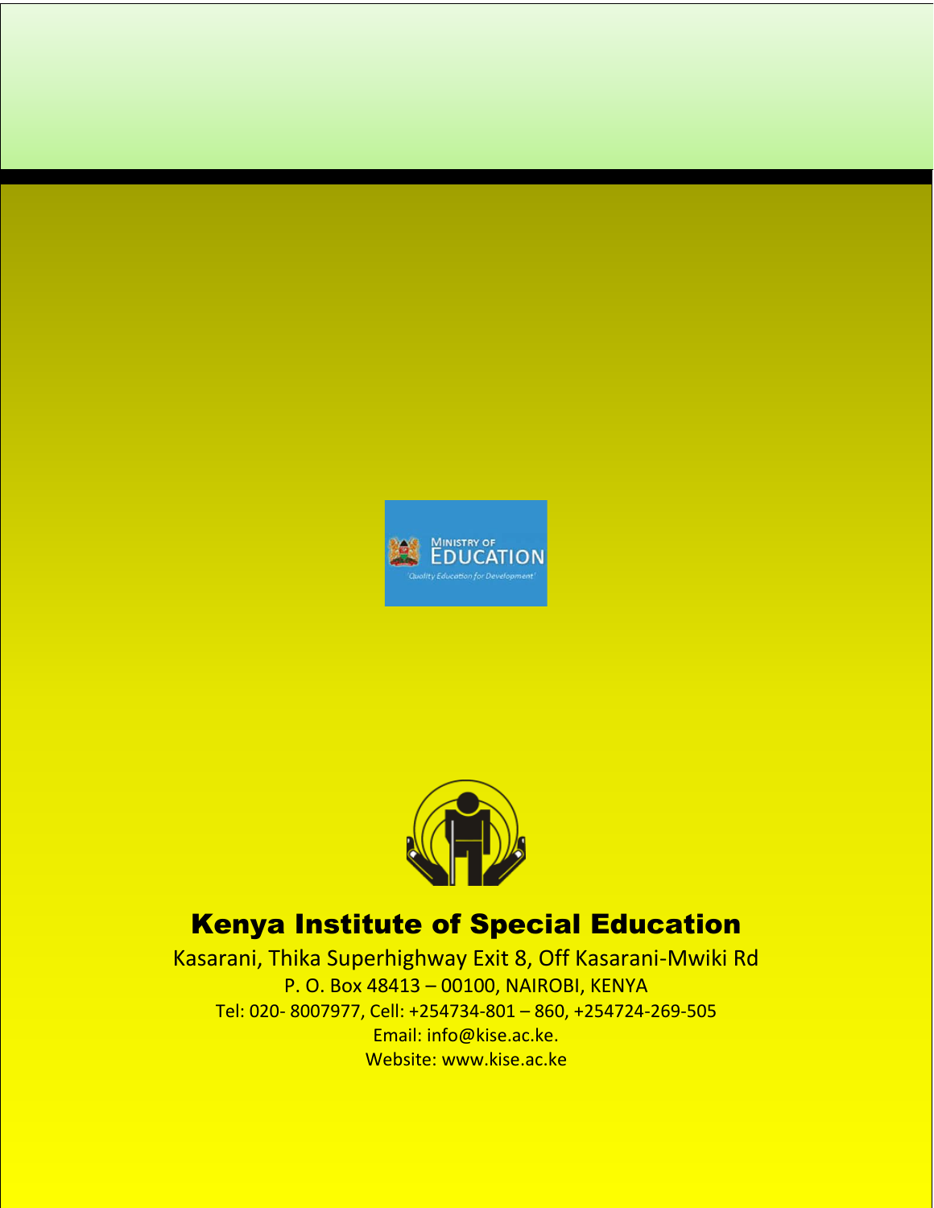## Kenya Institute of Special Education

Kasarani, Thika Superhighway Exit 8, Off Kasarani-Mwiki Rd

P. O. Box 48413 – 00100, NAIROBI, KENYA

Tel: 020- 8007977, Cell: +254734-801 – 860, +254724-269-505

Email: info@kise.ac.ke.

Website: www.kise.ac.ke